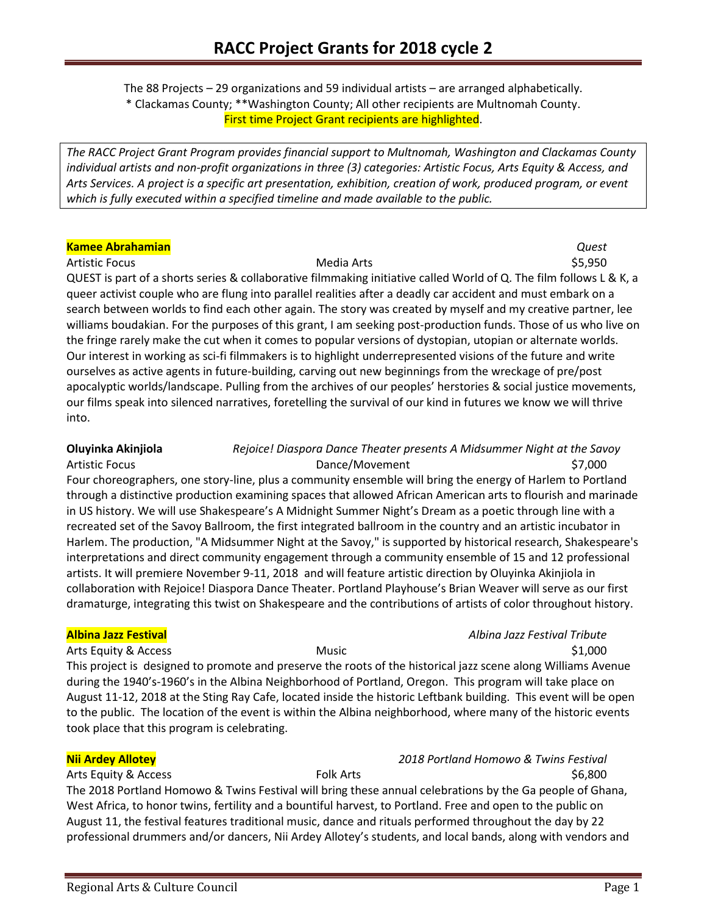# RACC Project Grants for 2018 cycle 2

The 88 Projects – 29 organizations and 59 individual artists – are arranged alphabetically.
* Clackamas County; **Washington County; All other recipients are Multnomah County.
First time Project Grant recipients are highlighted.

*The RACC Project Grant Program provides financial support to Multnomah, Washington and Clackamas County individual artists and non-profit organizations in three (3) categories: Artistic Focus, Arts Equity & Access, and Arts Services. A project is a specific art presentation, exhibition, creation of work, produced program, or event which is fully executed within a specified timeline and made available to the public.*

**Kamee Abrahamian** — *Quest*
Artistic Focus | Media Arts | $5,950

QUEST is part of a shorts series & collaborative filmmaking initiative called World of Q. The film follows L & K, a queer activist couple who are flung into parallel realities after a deadly car accident and must embark on a search between worlds to find each other again. The story was created by myself and my creative partner, lee williams boudakian. For the purposes of this grant, I am seeking post-production funds. Those of us who live on the fringe rarely make the cut when it comes to popular versions of dystopian, utopian or alternate worlds. Our interest in working as sci-fi filmmakers is to highlight underrepresented visions of the future and write ourselves as active agents in future-building, carving out new beginnings from the wreckage of pre/post apocalyptic worlds/landscape. Pulling from the archives of our peoples' herstories & social justice movements, our films speak into silenced narratives, foretelling the survival of our kind in futures we know we will thrive into.

**Oluyinka Akinjiola** — *Rejoice! Diaspora Dance Theater presents A Midsummer Night at the Savoy*
Artistic Focus | Dance/Movement | $7,000

Four choreographers, one story-line, plus a community ensemble will bring the energy of Harlem to Portland through a distinctive production examining spaces that allowed African American arts to flourish and marinade in US history. We will use Shakespeare's A Midnight Summer Night's Dream as a poetic through line with a recreated set of the Savoy Ballroom, the first integrated ballroom in the country and an artistic incubator in Harlem. The production, "A Midsummer Night at the Savoy," is supported by historical research, Shakespeare's interpretations and direct community engagement through a community ensemble of 15 and 12 professional artists. It will premiere November 9-11, 2018 and will feature artistic direction by Oluyinka Akinjiola in collaboration with Rejoice! Diaspora Dance Theater. Portland Playhouse's Brian Weaver will serve as our first dramaturge, integrating this twist on Shakespeare and the contributions of artists of color throughout history.

**Albina Jazz Festival** — *Albina Jazz Festival Tribute*
Arts Equity & Access | Music | $1,000

This project is designed to promote and preserve the roots of the historical jazz scene along Williams Avenue during the 1940's-1960's in the Albina Neighborhood of Portland, Oregon. This program will take place on August 11-12, 2018 at the Sting Ray Cafe, located inside the historic Leftbank building. This event will be open to the public. The location of the event is within the Albina neighborhood, where many of the historic events took place that this program is celebrating.

**Nii Ardey Allotey** — *2018 Portland Homowo & Twins Festival*
Arts Equity & Access | Folk Arts | $6,800

The 2018 Portland Homowo & Twins Festival will bring these annual celebrations by the Ga people of Ghana, West Africa, to honor twins, fertility and a bountiful harvest, to Portland. Free and open to the public on August 11, the festival features traditional music, dance and rituals performed throughout the day by 22 professional drummers and/or dancers, Nii Ardey Allotey's students, and local bands, along with vendors and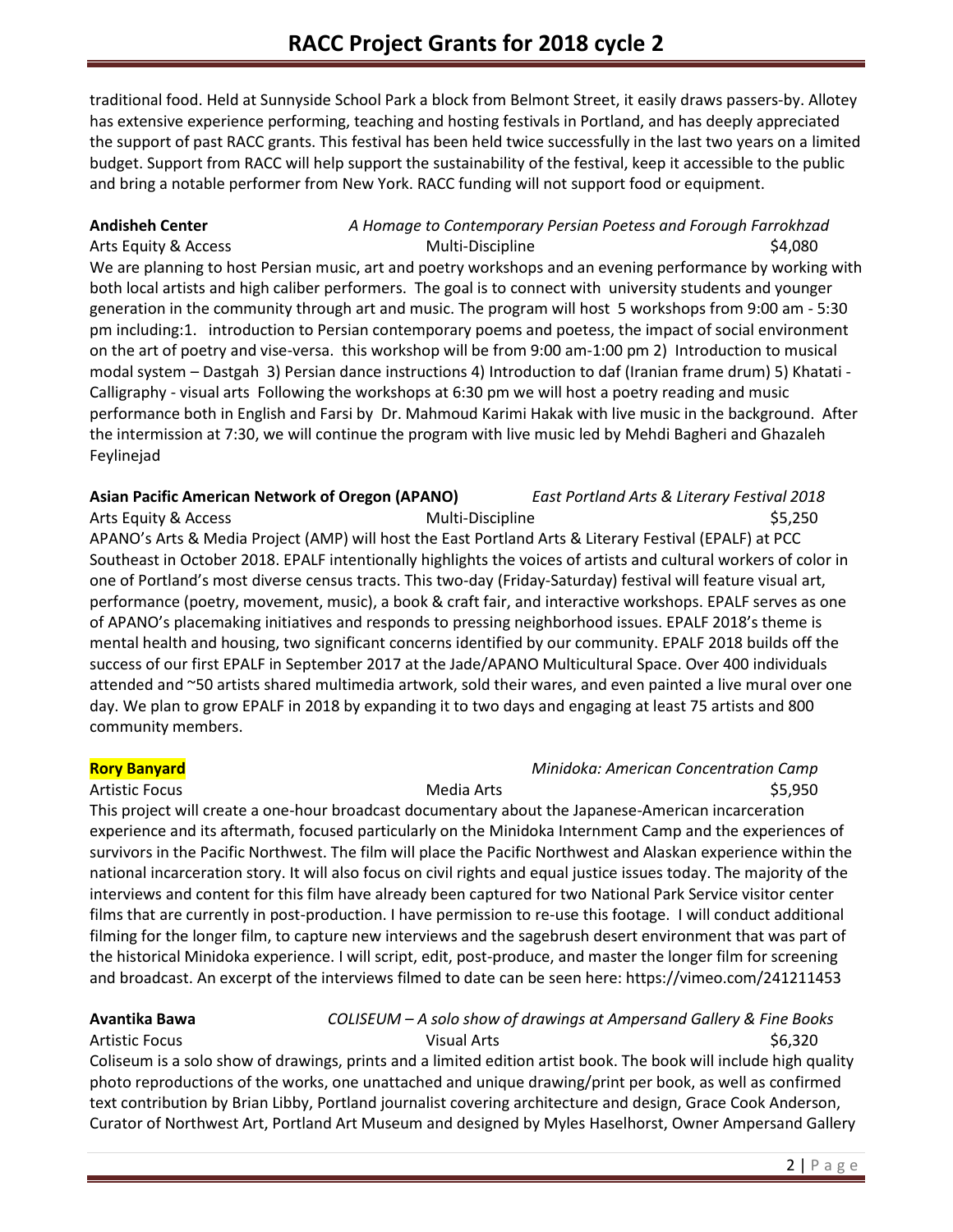traditional food. Held at Sunnyside School Park a block from Belmont Street, it easily draws passers-by. Allotey has extensive experience performing, teaching and hosting festivals in Portland, and has deeply appreciated the support of past RACC grants. This festival has been held twice successfully in the last two years on a limited budget. Support from RACC will help support the sustainability of the festival, keep it accessible to the public and bring a notable performer from New York. RACC funding will not support food or equipment.

**Andisheh Center** — *A Homage to Contemporary Persian Poetess and Forough Farrokhzad*
Arts Equity & Access — Multi-Discipline — $4,080

We are planning to host Persian music, art and poetry workshops and an evening performance by working with both local artists and high caliber performers. The goal is to connect with university students and younger generation in the community through art and music. The program will host 5 workshops from 9:00 am - 5:30 pm including:1. introduction to Persian contemporary poems and poetess, the impact of social environment on the art of poetry and vise-versa. this workshop will be from 9:00 am-1:00 pm 2) Introduction to musical modal system – Dastgah 3) Persian dance instructions 4) Introduction to daf (Iranian frame drum) 5) Khatati - Calligraphy - visual arts Following the workshops at 6:30 pm we will host a poetry reading and music performance both in English and Farsi by Dr. Mahmoud Karimi Hakak with live music in the background. After the intermission at 7:30, we will continue the program with live music led by Mehdi Bagheri and Ghazaleh Feylinejad

**Asian Pacific American Network of Oregon (APANO)** — *East Portland Arts & Literary Festival 2018*
Arts Equity & Access — Multi-Discipline — $5,250

APANO's Arts & Media Project (AMP) will host the East Portland Arts & Literary Festival (EPALF) at PCC Southeast in October 2018. EPALF intentionally highlights the voices of artists and cultural workers of color in one of Portland's most diverse census tracts. This two-day (Friday-Saturday) festival will feature visual art, performance (poetry, movement, music), a book & craft fair, and interactive workshops. EPALF serves as one of APANO's placemaking initiatives and responds to pressing neighborhood issues. EPALF 2018's theme is mental health and housing, two significant concerns identified by our community. EPALF 2018 builds off the success of our first EPALF in September 2017 at the Jade/APANO Multicultural Space. Over 400 individuals attended and ~50 artists shared multimedia artwork, sold their wares, and even painted a live mural over one day. We plan to grow EPALF in 2018 by expanding it to two days and engaging at least 75 artists and 800 community members.

**Rory Banyard** — *Minidoka: American Concentration Camp*
Artistic Focus — Media Arts — $5,950

This project will create a one-hour broadcast documentary about the Japanese-American incarceration experience and its aftermath, focused particularly on the Minidoka Internment Camp and the experiences of survivors in the Pacific Northwest. The film will place the Pacific Northwest and Alaskan experience within the national incarceration story. It will also focus on civil rights and equal justice issues today. The majority of the interviews and content for this film have already been captured for two National Park Service visitor center films that are currently in post-production. I have permission to re-use this footage. I will conduct additional filming for the longer film, to capture new interviews and the sagebrush desert environment that was part of the historical Minidoka experience. I will script, edit, post-produce, and master the longer film for screening and broadcast. An excerpt of the interviews filmed to date can be seen here: https://vimeo.com/241211453

**Avantika Bawa** — *COLISEUM – A solo show of drawings at Ampersand Gallery & Fine Books*
Artistic Focus — Visual Arts — $6,320

Coliseum is a solo show of drawings, prints and a limited edition artist book. The book will include high quality photo reproductions of the works, one unattached and unique drawing/print per book, as well as confirmed text contribution by Brian Libby, Portland journalist covering architecture and design, Grace Cook Anderson, Curator of Northwest Art, Portland Art Museum and designed by Myles Haselhorst, Owner Ampersand Gallery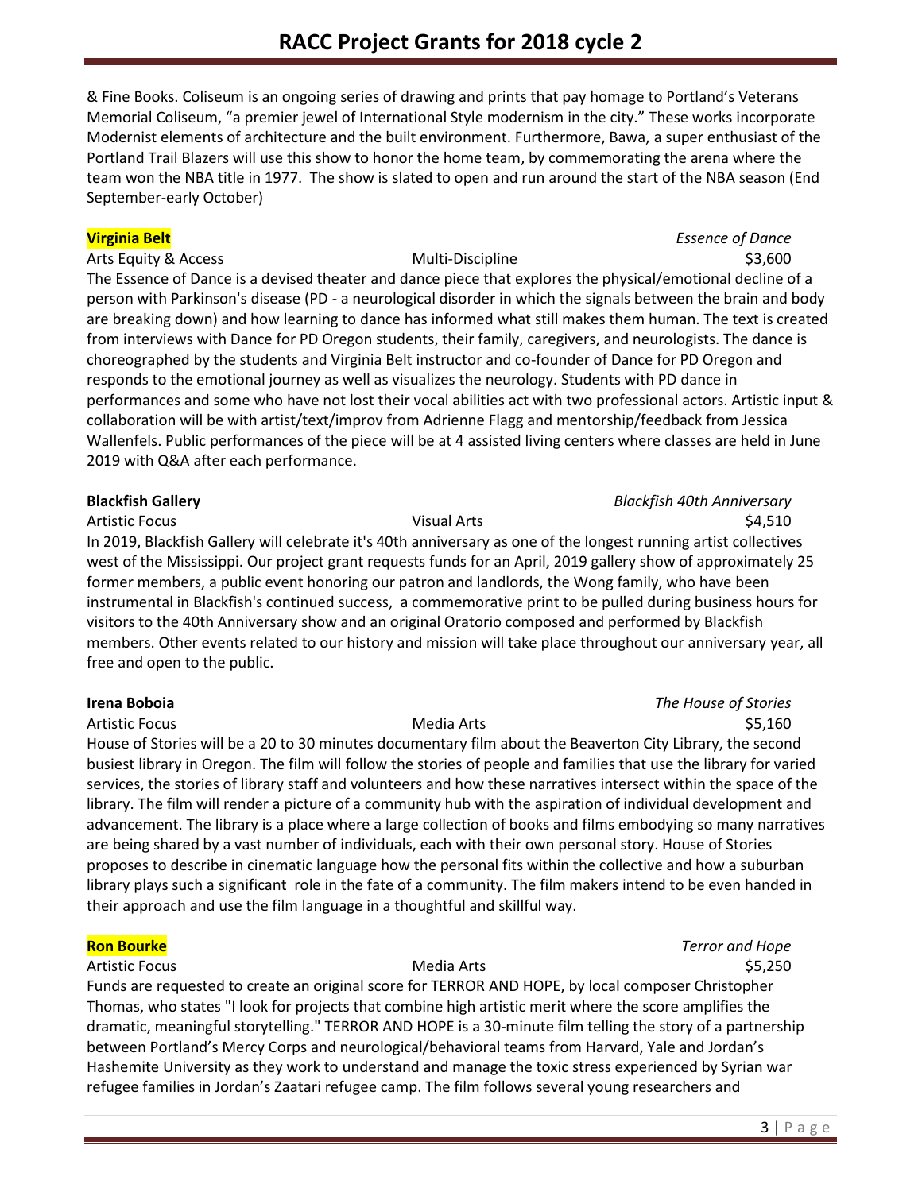& Fine Books. Coliseum is an ongoing series of drawing and prints that pay homage to Portland's Veterans Memorial Coliseum, "a premier jewel of International Style modernism in the city." These works incorporate Modernist elements of architecture and the built environment. Furthermore, Bawa, a super enthusiast of the Portland Trail Blazers will use this show to honor the home team, by commemorating the arena where the team won the NBA title in 1977. The show is slated to open and run around the start of the NBA season (End September-early October)

**Virginia Belt** — *Essence of Dance*
Arts Equity & Access — Multi-Discipline — $3,600

The Essence of Dance is a devised theater and dance piece that explores the physical/emotional decline of a person with Parkinson's disease (PD - a neurological disorder in which the signals between the brain and body are breaking down) and how learning to dance has informed what still makes them human. The text is created from interviews with Dance for PD Oregon students, their family, caregivers, and neurologists. The dance is choreographed by the students and Virginia Belt instructor and co-founder of Dance for PD Oregon and responds to the emotional journey as well as visualizes the neurology. Students with PD dance in performances and some who have not lost their vocal abilities act with two professional actors. Artistic input & collaboration will be with artist/text/improv from Adrienne Flagg and mentorship/feedback from Jessica Wallenfels. Public performances of the piece will be at 4 assisted living centers where classes are held in June 2019 with Q&A after each performance.

**Blackfish Gallery** — *Blackfish 40th Anniversary*
Artistic Focus — Visual Arts — $4,510

In 2019, Blackfish Gallery will celebrate it's 40th anniversary as one of the longest running artist collectives west of the Mississippi. Our project grant requests funds for an April, 2019 gallery show of approximately 25 former members, a public event honoring our patron and landlords, the Wong family, who have been instrumental in Blackfish's continued success, a commemorative print to be pulled during business hours for visitors to the 40th Anniversary show and an original Oratorio composed and performed by Blackfish members. Other events related to our history and mission will take place throughout our anniversary year, all free and open to the public.

**Irena Boboia** — *The House of Stories*
Artistic Focus — Media Arts — $5,160

House of Stories will be a 20 to 30 minutes documentary film about the Beaverton City Library, the second busiest library in Oregon. The film will follow the stories of people and families that use the library for varied services, the stories of library staff and volunteers and how these narratives intersect within the space of the library. The film will render a picture of a community hub with the aspiration of individual development and advancement. The library is a place where a large collection of books and films embodying so many narratives are being shared by a vast number of individuals, each with their own personal story. House of Stories proposes to describe in cinematic language how the personal fits within the collective and how a suburban library plays such a significant role in the fate of a community. The film makers intend to be even handed in their approach and use the film language in a thoughtful and skillful way.

**Ron Bourke** — *Terror and Hope*
Artistic Focus — Media Arts — $5,250

Funds are requested to create an original score for TERROR AND HOPE, by local composer Christopher Thomas, who states "I look for projects that combine high artistic merit where the score amplifies the dramatic, meaningful storytelling." TERROR AND HOPE is a 30-minute film telling the story of a partnership between Portland's Mercy Corps and neurological/behavioral teams from Harvard, Yale and Jordan's Hashemite University as they work to understand and manage the toxic stress experienced by Syrian war refugee families in Jordan's Zaatari refugee camp. The film follows several young researchers and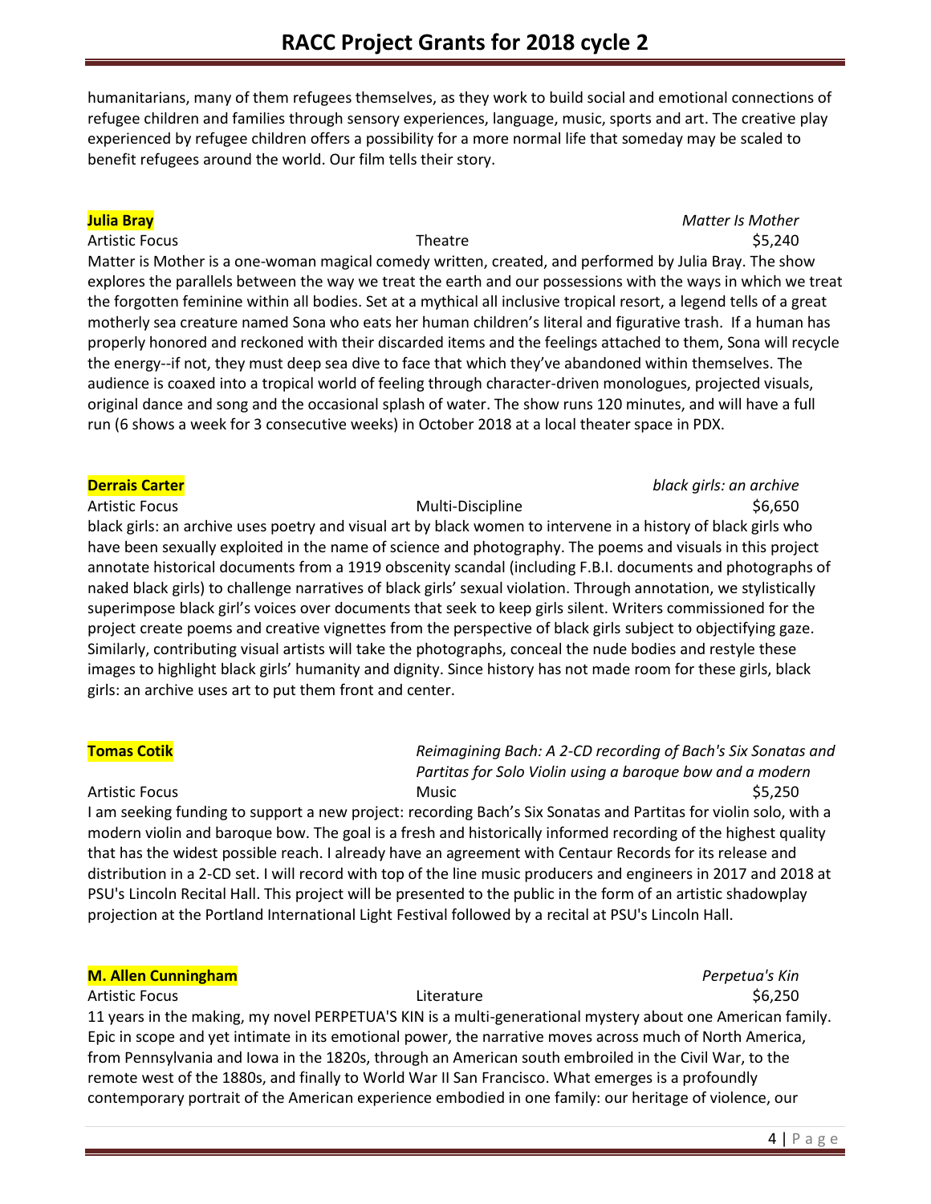humanitarians, many of them refugees themselves, as they work to build social and emotional connections of refugee children and families through sensory experiences, language, music, sports and art. The creative play experienced by refugee children offers a possibility for a more normal life that someday may be scaled to benefit refugees around the world. Our film tells their story.

**Julia Bray** — *Matter Is Mother*

Artistic Focus | Theatre | $5,240

Matter is Mother is a one-woman magical comedy written, created, and performed by Julia Bray. The show explores the parallels between the way we treat the earth and our possessions with the ways in which we treat the forgotten feminine within all bodies. Set at a mythical all inclusive tropical resort, a legend tells of a great motherly sea creature named Sona who eats her human children's literal and figurative trash. If a human has properly honored and reckoned with their discarded items and the feelings attached to them, Sona will recycle the energy--if not, they must deep sea dive to face that which they've abandoned within themselves. The audience is coaxed into a tropical world of feeling through character-driven monologues, projected visuals, original dance and song and the occasional splash of water. The show runs 120 minutes, and will have a full run (6 shows a week for 3 consecutive weeks) in October 2018 at a local theater space in PDX.

**Derrais Carter** — *black girls: an archive*

Artistic Focus | Multi-Discipline | $6,650

black girls: an archive uses poetry and visual art by black women to intervene in a history of black girls who have been sexually exploited in the name of science and photography. The poems and visuals in this project annotate historical documents from a 1919 obscenity scandal (including F.B.I. documents and photographs of naked black girls) to challenge narratives of black girls' sexual violation. Through annotation, we stylistically superimpose black girl's voices over documents that seek to keep girls silent. Writers commissioned for the project create poems and creative vignettes from the perspective of black girls subject to objectifying gaze. Similarly, contributing visual artists will take the photographs, conceal the nude bodies and restyle these images to highlight black girls' humanity and dignity. Since history has not made room for these girls, black girls: an archive uses art to put them front and center.

**Tomas Cotik** — *Reimagining Bach: A 2-CD recording of Bach's Six Sonatas and Partitas for Solo Violin using a baroque bow and a modern*

Artistic Focus | Music | $5,250

I am seeking funding to support a new project: recording Bach's Six Sonatas and Partitas for violin solo, with a modern violin and baroque bow. The goal is a fresh and historically informed recording of the highest quality that has the widest possible reach. I already have an agreement with Centaur Records for its release and distribution in a 2-CD set. I will record with top of the line music producers and engineers in 2017 and 2018 at PSU's Lincoln Recital Hall. This project will be presented to the public in the form of an artistic shadowplay projection at the Portland International Light Festival followed by a recital at PSU's Lincoln Hall.

**M. Allen Cunningham** — *Perpetua's Kin*

Artistic Focus | Literature | $6,250

11 years in the making, my novel PERPETUA'S KIN is a multi-generational mystery about one American family. Epic in scope and yet intimate in its emotional power, the narrative moves across much of North America, from Pennsylvania and Iowa in the 1820s, through an American south embroiled in the Civil War, to the remote west of the 1880s, and finally to World War II San Francisco. What emerges is a profoundly contemporary portrait of the American experience embodied in one family: our heritage of violence, our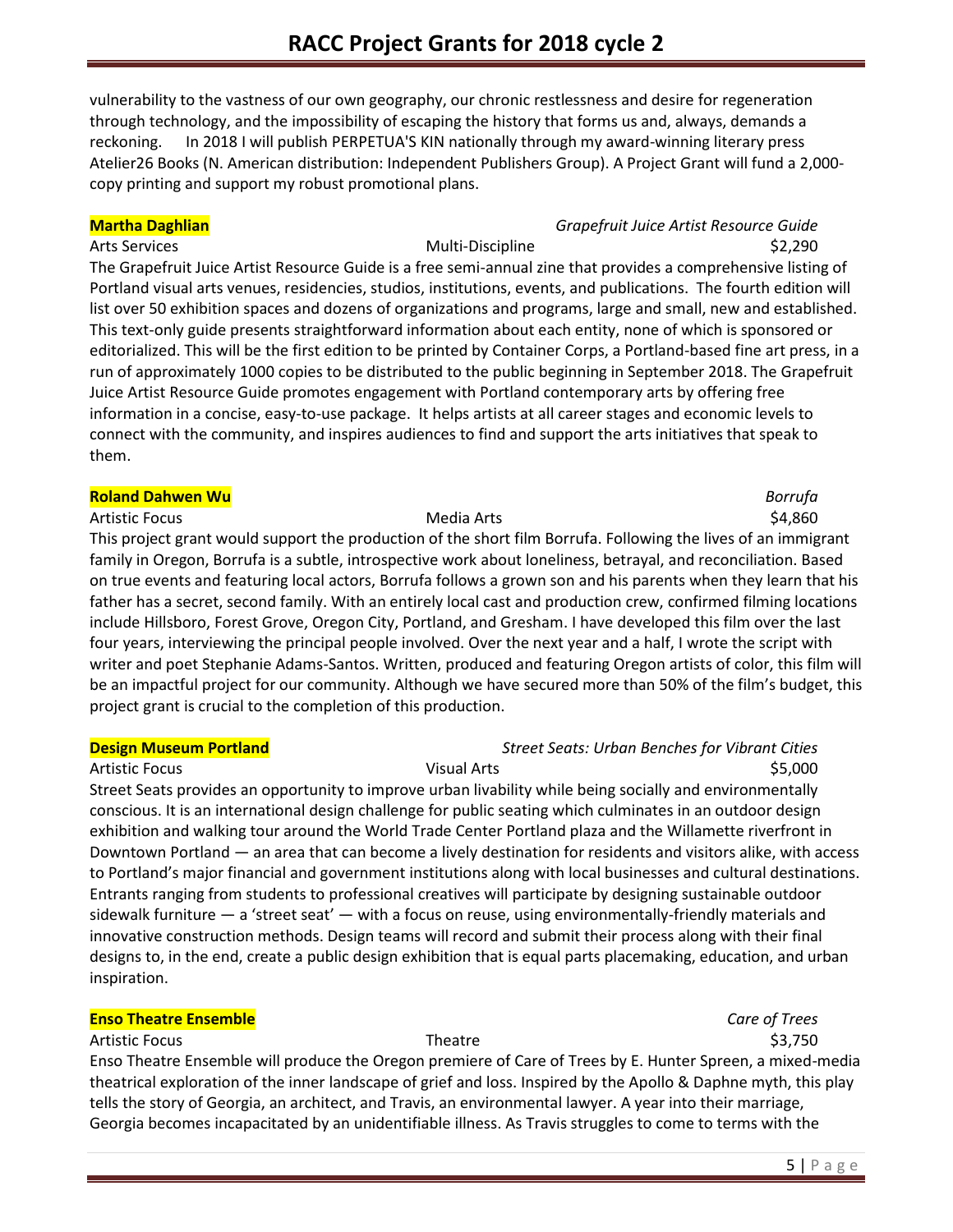vulnerability to the vastness of our own geography, our chronic restlessness and desire for regeneration through technology, and the impossibility of escaping the history that forms us and, always, demands a reckoning. In 2018 I will publish PERPETUA'S KIN nationally through my award-winning literary press Atelier26 Books (N. American distribution: Independent Publishers Group). A Project Grant will fund a 2,000-copy printing and support my robust promotional plans.

**Martha Daghlian** — *Grapefruit Juice Artist Resource Guide*
Arts Services | Multi-Discipline | $2,290

The Grapefruit Juice Artist Resource Guide is a free semi-annual zine that provides a comprehensive listing of Portland visual arts venues, residencies, studios, institutions, events, and publications. The fourth edition will list over 50 exhibition spaces and dozens of organizations and programs, large and small, new and established. This text-only guide presents straightforward information about each entity, none of which is sponsored or editorialized. This will be the first edition to be printed by Container Corps, a Portland-based fine art press, in a run of approximately 1000 copies to be distributed to the public beginning in September 2018. The Grapefruit Juice Artist Resource Guide promotes engagement with Portland contemporary arts by offering free information in a concise, easy-to-use package. It helps artists at all career stages and economic levels to connect with the community, and inspires audiences to find and support the arts initiatives that speak to them.

**Roland Dahwen Wu** — *Borrufa*
Artistic Focus | Media Arts | $4,860

This project grant would support the production of the short film Borrufa. Following the lives of an immigrant family in Oregon, Borrufa is a subtle, introspective work about loneliness, betrayal, and reconciliation. Based on true events and featuring local actors, Borrufa follows a grown son and his parents when they learn that his father has a secret, second family. With an entirely local cast and production crew, confirmed filming locations include Hillsboro, Forest Grove, Oregon City, Portland, and Gresham. I have developed this film over the last four years, interviewing the principal people involved. Over the next year and a half, I wrote the script with writer and poet Stephanie Adams-Santos. Written, produced and featuring Oregon artists of color, this film will be an impactful project for our community. Although we have secured more than 50% of the film's budget, this project grant is crucial to the completion of this production.

**Design Museum Portland** — *Street Seats: Urban Benches for Vibrant Cities*
Artistic Focus | Visual Arts | $5,000

Street Seats provides an opportunity to improve urban livability while being socially and environmentally conscious. It is an international design challenge for public seating which culminates in an outdoor design exhibition and walking tour around the World Trade Center Portland plaza and the Willamette riverfront in Downtown Portland — an area that can become a lively destination for residents and visitors alike, with access to Portland's major financial and government institutions along with local businesses and cultural destinations. Entrants ranging from students to professional creatives will participate by designing sustainable outdoor sidewalk furniture — a 'street seat' — with a focus on reuse, using environmentally-friendly materials and innovative construction methods. Design teams will record and submit their process along with their final designs to, in the end, create a public design exhibition that is equal parts placemaking, education, and urban inspiration.

**Enso Theatre Ensemble** — *Care of Trees*
Artistic Focus | Theatre | $3,750

Enso Theatre Ensemble will produce the Oregon premiere of Care of Trees by E. Hunter Spreen, a mixed-media theatrical exploration of the inner landscape of grief and loss. Inspired by the Apollo & Daphne myth, this play tells the story of Georgia, an architect, and Travis, an environmental lawyer. A year into their marriage, Georgia becomes incapacitated by an unidentifiable illness. As Travis struggles to come to terms with the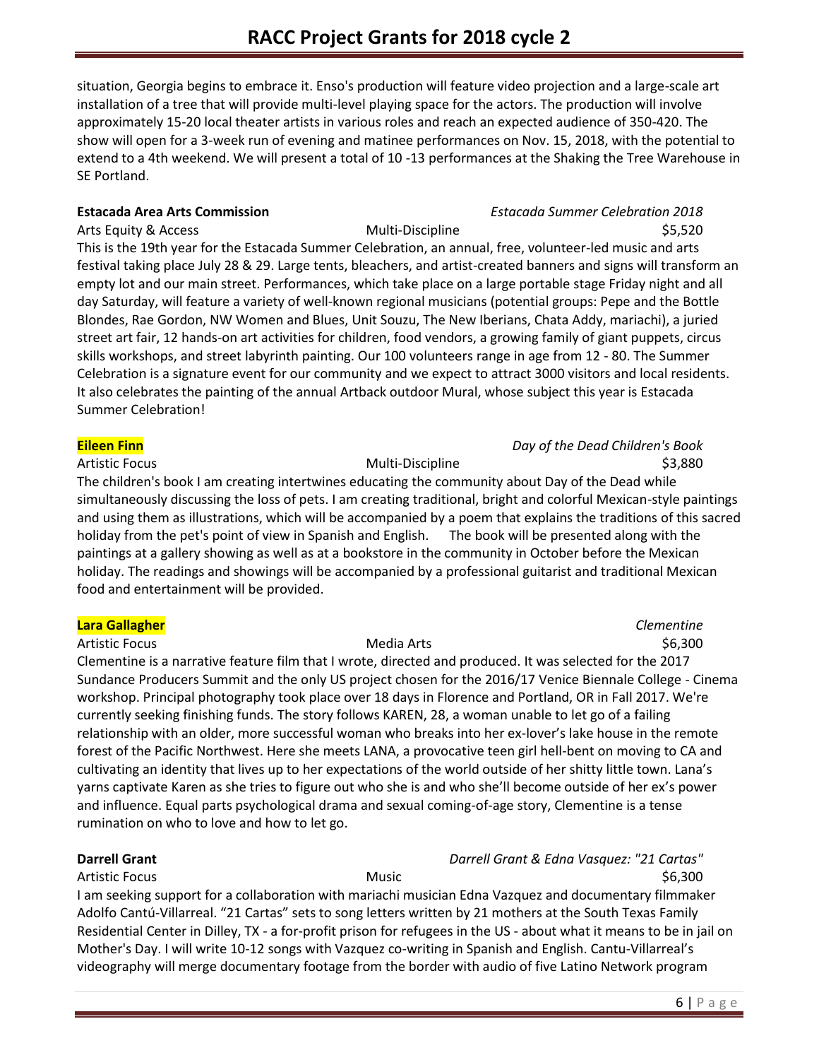situation, Georgia begins to embrace it. Enso's production will feature video projection and a large-scale art installation of a tree that will provide multi-level playing space for the actors. The production will involve approximately 15-20 local theater artists in various roles and reach an expected audience of 350-420. The show will open for a 3-week run of evening and matinee performances on Nov. 15, 2018, with the potential to extend to a 4th weekend. We will present a total of 10 -13 performances at the Shaking the Tree Warehouse in SE Portland.

**Estacada Area Arts Commission** *Estacada Summer Celebration 2018*
Arts Equity & Access Multi-Discipline $5,520
This is the 19th year for the Estacada Summer Celebration, an annual, free, volunteer-led music and arts festival taking place July 28 & 29. Large tents, bleachers, and artist-created banners and signs will transform an empty lot and our main street. Performances, which take place on a large portable stage Friday night and all day Saturday, will feature a variety of well-known regional musicians (potential groups: Pepe and the Bottle Blondes, Rae Gordon, NW Women and Blues, Unit Souzu, The New Iberians, Chata Addy, mariachi), a juried street art fair, 12 hands-on art activities for children, food vendors, a growing family of giant puppets, circus skills workshops, and street labyrinth painting. Our 100 volunteers range in age from 12 - 80. The Summer Celebration is a signature event for our community and we expect to attract 3000 visitors and local residents. It also celebrates the painting of the annual Artback outdoor Mural, whose subject this year is Estacada Summer Celebration!

**Eileen Finn** *Day of the Dead Children's Book*
Artistic Focus Multi-Discipline $3,880
The children's book I am creating intertwines educating the community about Day of the Dead while simultaneously discussing the loss of pets. I am creating traditional, bright and colorful Mexican-style paintings and using them as illustrations, which will be accompanied by a poem that explains the traditions of this sacred holiday from the pet's point of view in Spanish and English. The book will be presented along with the paintings at a gallery showing as well as at a bookstore in the community in October before the Mexican holiday. The readings and showings will be accompanied by a professional guitarist and traditional Mexican food and entertainment will be provided.

**Lara Gallagher** *Clementine*
Artistic Focus Media Arts $6,300
Clementine is a narrative feature film that I wrote, directed and produced. It was selected for the 2017 Sundance Producers Summit and the only US project chosen for the 2016/17 Venice Biennale College - Cinema workshop. Principal photography took place over 18 days in Florence and Portland, OR in Fall 2017. We're currently seeking finishing funds. The story follows KAREN, 28, a woman unable to let go of a failing relationship with an older, more successful woman who breaks into her ex-lover's lake house in the remote forest of the Pacific Northwest. Here she meets LANA, a provocative teen girl hell-bent on moving to CA and cultivating an identity that lives up to her expectations of the world outside of her shitty little town. Lana's yarns captivate Karen as she tries to figure out who she is and who she'll become outside of her ex's power and influence. Equal parts psychological drama and sexual coming-of-age story, Clementine is a tense rumination on who to love and how to let go.

**Darrell Grant** *Darrell Grant & Edna Vasquez: "21 Cartas"*
Artistic Focus Music $6,300
I am seeking support for a collaboration with mariachi musician Edna Vazquez and documentary filmmaker Adolfo Cantú-Villarreal. "21 Cartas" sets to song letters written by 21 mothers at the South Texas Family Residential Center in Dilley, TX - a for-profit prison for refugees in the US - about what it means to be in jail on Mother's Day. I will write 10-12 songs with Vazquez co-writing in Spanish and English. Cantu-Villarreal's videography will merge documentary footage from the border with audio of five Latino Network program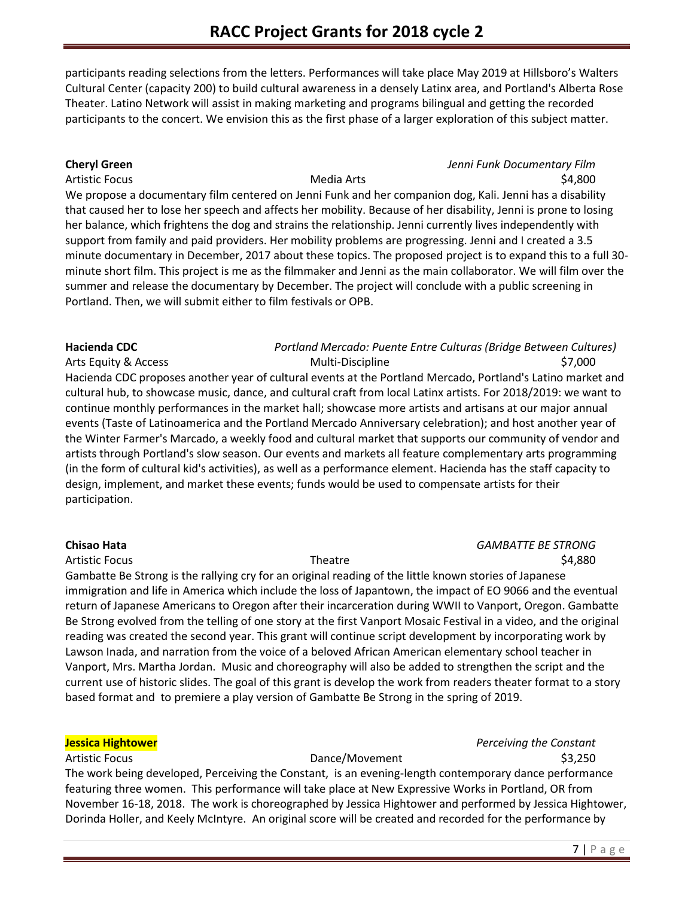participants reading selections from the letters. Performances will take place May 2019 at Hillsboro's Walters Cultural Center (capacity 200) to build cultural awareness in a densely Latinx area, and Portland's Alberta Rose Theater. Latino Network will assist in making marketing and programs bilingual and getting the recorded participants to the concert. We envision this as the first phase of a larger exploration of this subject matter.

**Cheryl Green** *Jenni Funk Documentary Film*
Artistic Focus Media Arts $4,800

We propose a documentary film centered on Jenni Funk and her companion dog, Kali. Jenni has a disability that caused her to lose her speech and affects her mobility. Because of her disability, Jenni is prone to losing her balance, which frightens the dog and strains the relationship. Jenni currently lives independently with support from family and paid providers. Her mobility problems are progressing. Jenni and I created a 3.5 minute documentary in December, 2017 about these topics. The proposed project is to expand this to a full 30-minute short film. This project is me as the filmmaker and Jenni as the main collaborator. We will film over the summer and release the documentary by December. The project will conclude with a public screening in Portland. Then, we will submit either to film festivals or OPB.

**Hacienda CDC** *Portland Mercado: Puente Entre Culturas (Bridge Between Cultures)*
Arts Equity & Access Multi-Discipline $7,000

Hacienda CDC proposes another year of cultural events at the Portland Mercado, Portland's Latino market and cultural hub, to showcase music, dance, and cultural craft from local Latinx artists. For 2018/2019: we want to continue monthly performances in the market hall; showcase more artists and artisans at our major annual events (Taste of Latinoamerica and the Portland Mercado Anniversary celebration); and host another year of the Winter Farmer's Marcado, a weekly food and cultural market that supports our community of vendor and artists through Portland's slow season. Our events and markets all feature complementary arts programming (in the form of cultural kid's activities), as well as a performance element. Hacienda has the staff capacity to design, implement, and market these events; funds would be used to compensate artists for their participation.

**Chisao Hata** *GAMBATTE BE STRONG*
Artistic Focus Theatre $4,880

Gambatte Be Strong is the rallying cry for an original reading of the little known stories of Japanese immigration and life in America which include the loss of Japantown, the impact of EO 9066 and the eventual return of Japanese Americans to Oregon after their incarceration during WWII to Vanport, Oregon. Gambatte Be Strong evolved from the telling of one story at the first Vanport Mosaic Festival in a video, and the original reading was created the second year. This grant will continue script development by incorporating work by Lawson Inada, and narration from the voice of a beloved African American elementary school teacher in Vanport, Mrs. Martha Jordan. Music and choreography will also be added to strengthen the script and the current use of historic slides. The goal of this grant is develop the work from readers theater format to a story based format and to premiere a play version of Gambatte Be Strong in the spring of 2019.

**Jessica Hightower** *Perceiving the Constant*
Artistic Focus Dance/Movement $3,250

The work being developed, Perceiving the Constant, is an evening-length contemporary dance performance featuring three women. This performance will take place at New Expressive Works in Portland, OR from November 16-18, 2018. The work is choreographed by Jessica Hightower and performed by Jessica Hightower, Dorinda Holler, and Keely McIntyre. An original score will be created and recorded for the performance by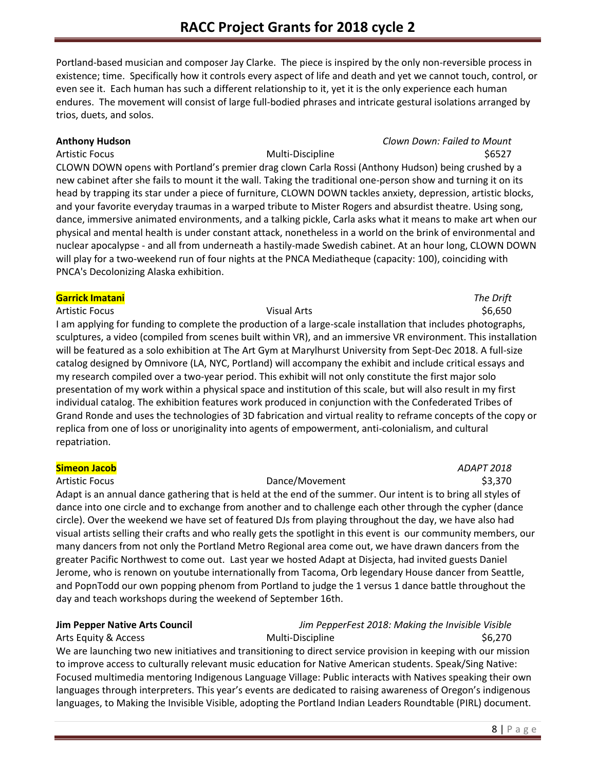Portland-based musician and composer Jay Clarke. The piece is inspired by the only non-reversible process in existence; time. Specifically how it controls every aspect of life and death and yet we cannot touch, control, or even see it. Each human has such a different relationship to it, yet it is the only experience each human endures. The movement will consist of large full-bodied phrases and intricate gestural isolations arranged by trios, duets, and solos.

**Anthony Hudson** *Clown Down: Failed to Mount*
Artistic Focus Multi-Discipline $6527
CLOWN DOWN opens with Portland's premier drag clown Carla Rossi (Anthony Hudson) being crushed by a new cabinet after she fails to mount it the wall. Taking the traditional one-person show and turning it on its head by trapping its star under a piece of furniture, CLOWN DOWN tackles anxiety, depression, artistic blocks, and your favorite everyday traumas in a warped tribute to Mister Rogers and absurdist theatre. Using song, dance, immersive animated environments, and a talking pickle, Carla asks what it means to make art when our physical and mental health is under constant attack, nonetheless in a world on the brink of environmental and nuclear apocalypse - and all from underneath a hastily-made Swedish cabinet. At an hour long, CLOWN DOWN will play for a two-weekend run of four nights at the PNCA Mediatheque (capacity: 100), coinciding with PNCA's Decolonizing Alaska exhibition.

**Garrick Imatani** *The Drift*
Artistic Focus Visual Arts $6,650
I am applying for funding to complete the production of a large-scale installation that includes photographs, sculptures, a video (compiled from scenes built within VR), and an immersive VR environment. This installation will be featured as a solo exhibition at The Art Gym at Marylhurst University from Sept-Dec 2018. A full-size catalog designed by Omnivore (LA, NYC, Portland) will accompany the exhibit and include critical essays and my research compiled over a two-year period. This exhibit will not only constitute the first major solo presentation of my work within a physical space and institution of this scale, but will also result in my first individual catalog. The exhibition features work produced in conjunction with the Confederated Tribes of Grand Ronde and uses the technologies of 3D fabrication and virtual reality to reframe concepts of the copy or replica from one of loss or unoriginality into agents of empowerment, anti-colonialism, and cultural repatriation.

**Simeon Jacob** *ADAPT 2018*
Artistic Focus Dance/Movement $3,370
Adapt is an annual dance gathering that is held at the end of the summer. Our intent is to bring all styles of dance into one circle and to exchange from another and to challenge each other through the cypher (dance circle). Over the weekend we have set of featured DJs from playing throughout the day, we have also had visual artists selling their crafts and who really gets the spotlight in this event is our community members, our many dancers from not only the Portland Metro Regional area come out, we have drawn dancers from the greater Pacific Northwest to come out. Last year we hosted Adapt at Disjecta, had invited guests Daniel Jerome, who is renown on youtube internationally from Tacoma, Orb legendary House dancer from Seattle, and PopnTodd our own popping phenom from Portland to judge the 1 versus 1 dance battle throughout the day and teach workshops during the weekend of September 16th.

**Jim Pepper Native Arts Council** *Jim PepperFest 2018: Making the Invisible Visible*
Arts Equity & Access Multi-Discipline $6,270
We are launching two new initiatives and transitioning to direct service provision in keeping with our mission to improve access to culturally relevant music education for Native American students. Speak/Sing Native: Focused multimedia mentoring Indigenous Language Village: Public interacts with Natives speaking their own languages through interpreters. This year's events are dedicated to raising awareness of Oregon's indigenous languages, to Making the Invisible Visible, adopting the Portland Indian Leaders Roundtable (PIRL) document.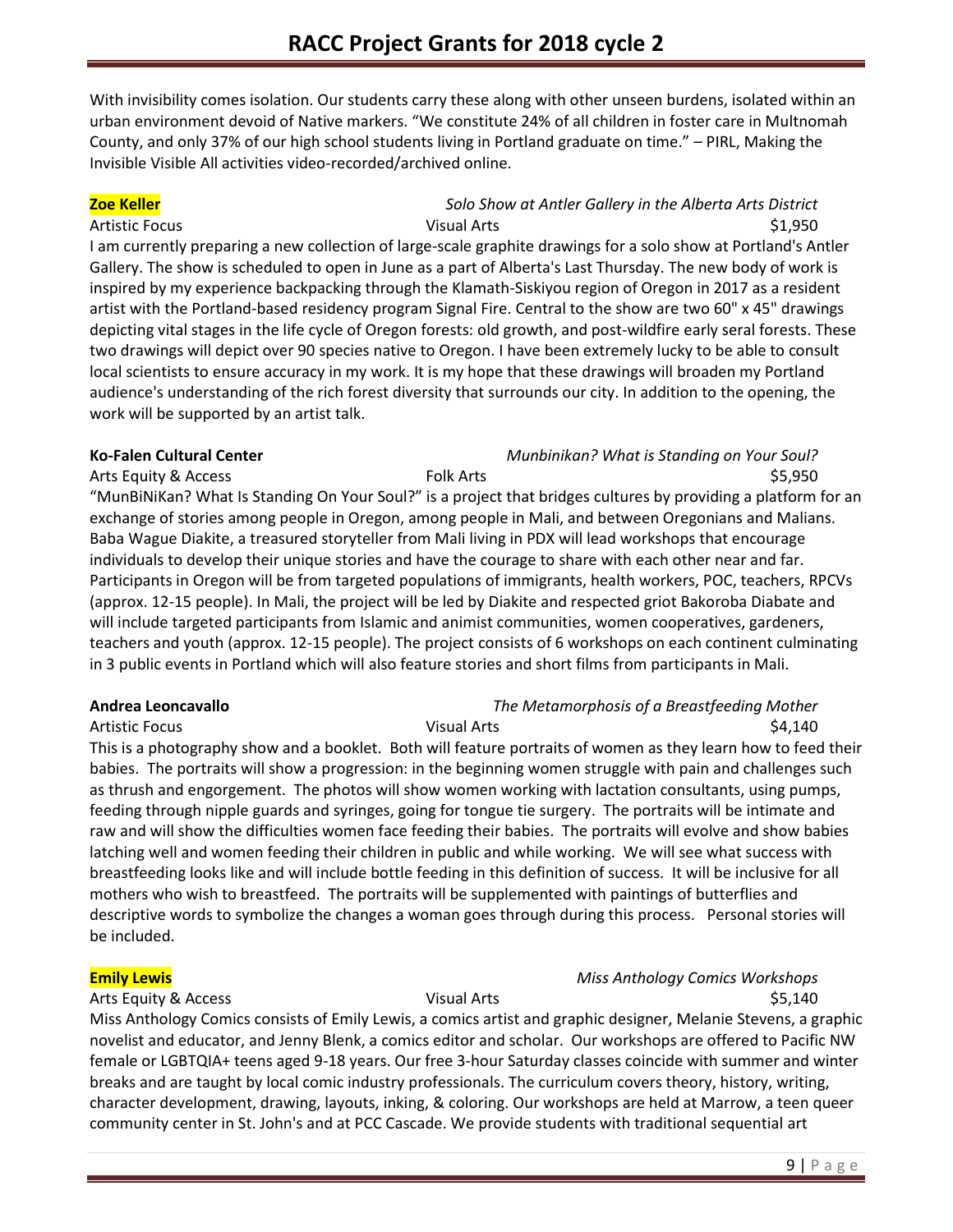With invisibility comes isolation. Our students carry these along with other unseen burdens, isolated within an urban environment devoid of Native markers. "We constitute 24% of all children in foster care in Multnomah County, and only 37% of our high school students living in Portland graduate on time." – PIRL, Making the Invisible Visible All activities video-recorded/archived online.

**Zoe Keller** — *Solo Show at Antler Gallery in the Alberta Arts District*
Artistic Focus — Visual Arts — $1,950

I am currently preparing a new collection of large-scale graphite drawings for a solo show at Portland's Antler Gallery. The show is scheduled to open in June as a part of Alberta's Last Thursday. The new body of work is inspired by my experience backpacking through the Klamath-Siskiyou region of Oregon in 2017 as a resident artist with the Portland-based residency program Signal Fire. Central to the show are two 60" x 45" drawings depicting vital stages in the life cycle of Oregon forests: old growth, and post-wildfire early seral forests. These two drawings will depict over 90 species native to Oregon. I have been extremely lucky to be able to consult local scientists to ensure accuracy in my work. It is my hope that these drawings will broaden my Portland audience's understanding of the rich forest diversity that surrounds our city. In addition to the opening, the work will be supported by an artist talk.

**Ko-Falen Cultural Center** — *Munbinikan? What is Standing on Your Soul?*
Arts Equity & Access — Folk Arts — $5,950

"MunBiNiKan? What Is Standing On Your Soul?" is a project that bridges cultures by providing a platform for an exchange of stories among people in Oregon, among people in Mali, and between Oregonians and Malians. Baba Wague Diakite, a treasured storyteller from Mali living in PDX will lead workshops that encourage individuals to develop their unique stories and have the courage to share with each other near and far. Participants in Oregon will be from targeted populations of immigrants, health workers, POC, teachers, RPCVs (approx. 12-15 people). In Mali, the project will be led by Diakite and respected griot Bakoroba Diabate and will include targeted participants from Islamic and animist communities, women cooperatives, gardeners, teachers and youth (approx. 12-15 people). The project consists of 6 workshops on each continent culminating in 3 public events in Portland which will also feature stories and short films from participants in Mali.

**Andrea Leoncavallo** — *The Metamorphosis of a Breastfeeding Mother*
Artistic Focus — Visual Arts — $4,140

This is a photography show and a booklet. Both will feature portraits of women as they learn how to feed their babies. The portraits will show a progression: in the beginning women struggle with pain and challenges such as thrush and engorgement. The photos will show women working with lactation consultants, using pumps, feeding through nipple guards and syringes, going for tongue tie surgery. The portraits will be intimate and raw and will show the difficulties women face feeding their babies. The portraits will evolve and show babies latching well and women feeding their children in public and while working. We will see what success with breastfeeding looks like and will include bottle feeding in this definition of success. It will be inclusive for all mothers who wish to breastfeed. The portraits will be supplemented with paintings of butterflies and descriptive words to symbolize the changes a woman goes through during this process. Personal stories will be included.

**Emily Lewis** — *Miss Anthology Comics Workshops*
Arts Equity & Access — Visual Arts — $5,140

Miss Anthology Comics consists of Emily Lewis, a comics artist and graphic designer, Melanie Stevens, a graphic novelist and educator, and Jenny Blenk, a comics editor and scholar. Our workshops are offered to Pacific NW female or LGBTQIA+ teens aged 9-18 years. Our free 3-hour Saturday classes coincide with summer and winter breaks and are taught by local comic industry professionals. The curriculum covers theory, history, writing, character development, drawing, layouts, inking, & coloring. Our workshops are held at Marrow, a teen queer community center in St. John's and at PCC Cascade. We provide students with traditional sequential art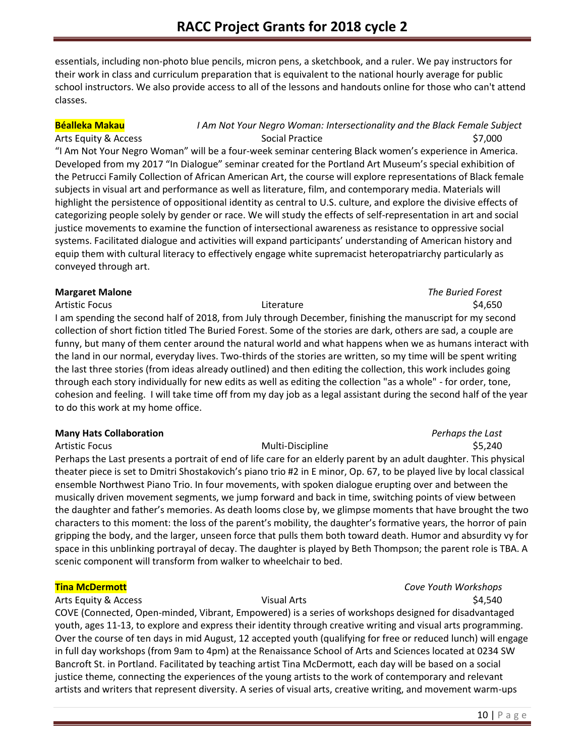essentials, including non-photo blue pencils, micron pens, a sketchbook, and a ruler. We pay instructors for their work in class and curriculum preparation that is equivalent to the national hourly average for public school instructors. We also provide access to all of the lessons and handouts online for those who can't attend classes.

**Béalleka Makau** — *I Am Not Your Negro Woman: Intersectionality and the Black Female Subject*
Arts Equity & Access — Social Practice — $7,000

"I Am Not Your Negro Woman" will be a four-week seminar centering Black women's experience in America. Developed from my 2017 "In Dialogue" seminar created for the Portland Art Museum's special exhibition of the Petrucci Family Collection of African American Art, the course will explore representations of Black female subjects in visual art and performance as well as literature, film, and contemporary media. Materials will highlight the persistence of oppositional identity as central to U.S. culture, and explore the divisive effects of categorizing people solely by gender or race. We will study the effects of self-representation in art and social justice movements to examine the function of intersectional awareness as resistance to oppressive social systems. Facilitated dialogue and activities will expand participants' understanding of American history and equip them with cultural literacy to effectively engage white supremacist heteropatriarchy particularly as conveyed through art.

**Margaret Malone** — *The Buried Forest*
Artistic Focus — Literature — $4,650

I am spending the second half of 2018, from July through December, finishing the manuscript for my second collection of short fiction titled The Buried Forest. Some of the stories are dark, others are sad, a couple are funny, but many of them center around the natural world and what happens when we as humans interact with the land in our normal, everyday lives. Two-thirds of the stories are written, so my time will be spent writing the last three stories (from ideas already outlined) and then editing the collection, this work includes going through each story individually for new edits as well as editing the collection "as a whole" - for order, tone, cohesion and feeling. I will take time off from my day job as a legal assistant during the second half of the year to do this work at my home office.

**Many Hats Collaboration** — *Perhaps the Last*
Artistic Focus — Multi-Discipline — $5,240

Perhaps the Last presents a portrait of end of life care for an elderly parent by an adult daughter. This physical theater piece is set to Dmitri Shostakovich's piano trio #2 in E minor, Op. 67, to be played live by local classical ensemble Northwest Piano Trio. In four movements, with spoken dialogue erupting over and between the musically driven movement segments, we jump forward and back in time, switching points of view between the daughter and father's memories. As death looms close by, we glimpse moments that have brought the two characters to this moment: the loss of the parent's mobility, the daughter's formative years, the horror of pain gripping the body, and the larger, unseen force that pulls them both toward death. Humor and absurdity vy for space in this unblinking portrayal of decay. The daughter is played by Beth Thompson; the parent role is TBA. A scenic component will transform from walker to wheelchair to bed.

**Tina McDermott** — *Cove Youth Workshops*
Arts Equity & Access — Visual Arts — $4,540

COVE (Connected, Open-minded, Vibrant, Empowered) is a series of workshops designed for disadvantaged youth, ages 11-13, to explore and express their identity through creative writing and visual arts programming. Over the course of ten days in mid August, 12 accepted youth (qualifying for free or reduced lunch) will engage in full day workshops (from 9am to 4pm) at the Renaissance School of Arts and Sciences located at 0234 SW Bancroft St. in Portland. Facilitated by teaching artist Tina McDermott, each day will be based on a social justice theme, connecting the experiences of the young artists to the work of contemporary and relevant artists and writers that represent diversity. A series of visual arts, creative writing, and movement warm-ups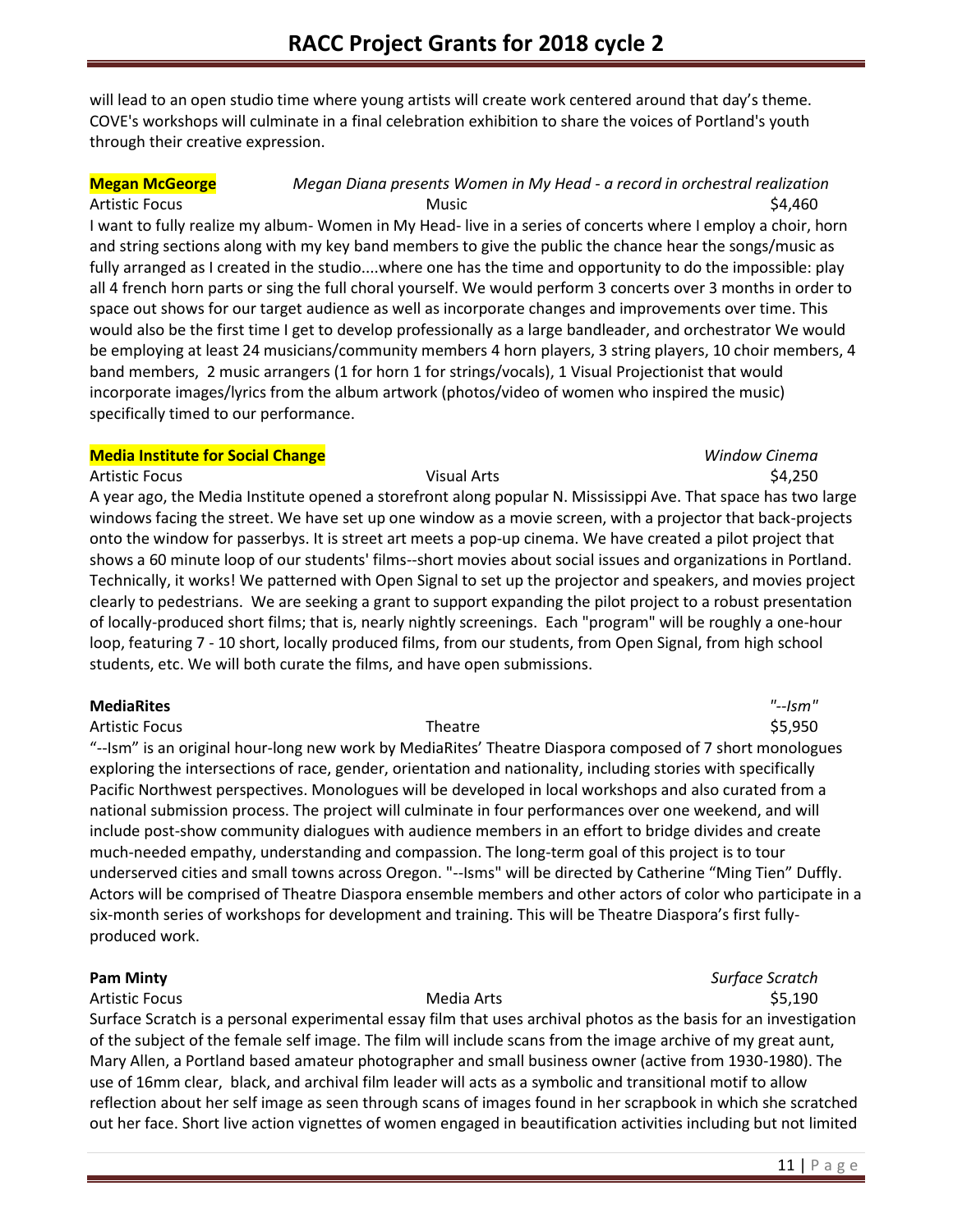will lead to an open studio time where young artists will create work centered around that day's theme. COVE's workshops will culminate in a final celebration exhibition to share the voices of Portland's youth through their creative expression.

**Megan McGeorge** *Megan Diana presents Women in My Head - a record in orchestral realization*

Artistic Focus Music $4,460

I want to fully realize my album- Women in My Head- live in a series of concerts where I employ a choir, horn and string sections along with my key band members to give the public the chance hear the songs/music as fully arranged as I created in the studio....where one has the time and opportunity to do the impossible: play all 4 french horn parts or sing the full choral yourself. We would perform 3 concerts over 3 months in order to space out shows for our target audience as well as incorporate changes and improvements over time. This would also be the first time I get to develop professionally as a large bandleader, and orchestrator We would be employing at least 24 musicians/community members 4 horn players, 3 string players, 10 choir members, 4 band members, 2 music arrangers (1 for horn 1 for strings/vocals), 1 Visual Projectionist that would incorporate images/lyrics from the album artwork (photos/video of women who inspired the music) specifically timed to our performance.

**Media Institute for Social Change** *Window Cinema*

Artistic Focus Visual Arts $4,250

A year ago, the Media Institute opened a storefront along popular N. Mississippi Ave. That space has two large windows facing the street. We have set up one window as a movie screen, with a projector that back-projects onto the window for passerbys. It is street art meets a pop-up cinema. We have created a pilot project that shows a 60 minute loop of our students' films--short movies about social issues and organizations in Portland. Technically, it works! We patterned with Open Signal to set up the projector and speakers, and movies project clearly to pedestrians. We are seeking a grant to support expanding the pilot project to a robust presentation of locally-produced short films; that is, nearly nightly screenings. Each "program" will be roughly a one-hour loop, featuring 7 - 10 short, locally produced films, from our students, from Open Signal, from high school students, etc. We will both curate the films, and have open submissions.

**MediaRites** *"--Ism"*

Artistic Focus Theatre $5,950

"--Ism" is an original hour-long new work by MediaRites' Theatre Diaspora composed of 7 short monologues exploring the intersections of race, gender, orientation and nationality, including stories with specifically Pacific Northwest perspectives. Monologues will be developed in local workshops and also curated from a national submission process. The project will culminate in four performances over one weekend, and will include post-show community dialogues with audience members in an effort to bridge divides and create much-needed empathy, understanding and compassion. The long-term goal of this project is to tour underserved cities and small towns across Oregon. "--Isms" will be directed by Catherine "Ming Tien" Duffly. Actors will be comprised of Theatre Diaspora ensemble members and other actors of color who participate in a six-month series of workshops for development and training. This will be Theatre Diaspora's first fully-produced work.

**Pam Minty** *Surface Scratch*

Artistic Focus Media Arts $5,190

Surface Scratch is a personal experimental essay film that uses archival photos as the basis for an investigation of the subject of the female self image. The film will include scans from the image archive of my great aunt, Mary Allen, a Portland based amateur photographer and small business owner (active from 1930-1980). The use of 16mm clear, black, and archival film leader will acts as a symbolic and transitional motif to allow reflection about her self image as seen through scans of images found in her scrapbook in which she scratched out her face. Short live action vignettes of women engaged in beautification activities including but not limited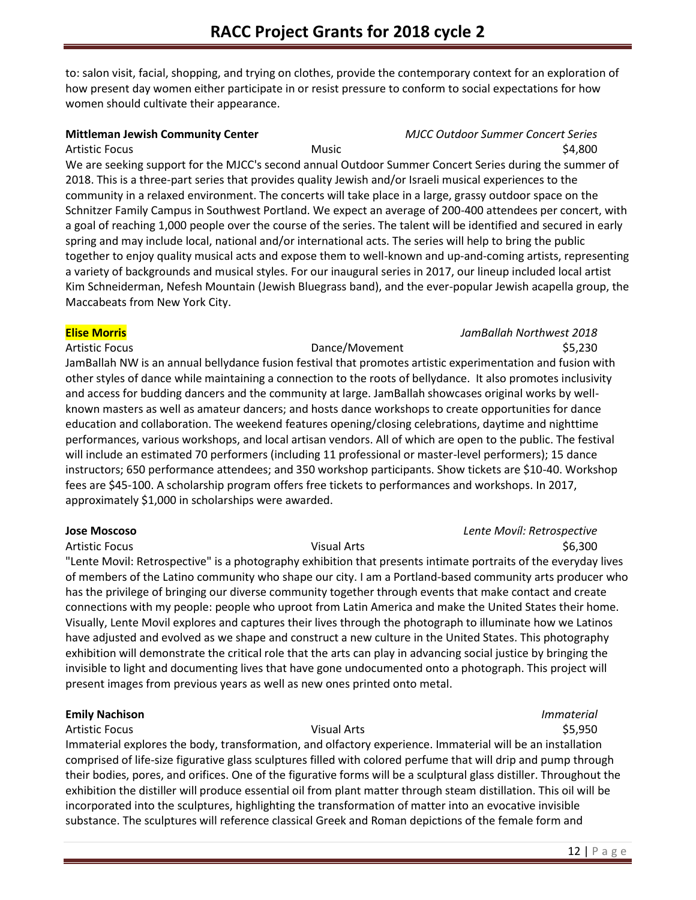to: salon visit, facial, shopping, and trying on clothes, provide the contemporary context for an exploration of how present day women either participate in or resist pressure to conform to social expectations for how women should cultivate their appearance.

**Mittleman Jewish Community Center** *MJCC Outdoor Summer Concert Series*
Artistic Focus Music $4,800
We are seeking support for the MJCC's second annual Outdoor Summer Concert Series during the summer of 2018. This is a three-part series that provides quality Jewish and/or Israeli musical experiences to the community in a relaxed environment. The concerts will take place in a large, grassy outdoor space on the Schnitzer Family Campus in Southwest Portland. We expect an average of 200-400 attendees per concert, with a goal of reaching 1,000 people over the course of the series. The talent will be identified and secured in early spring and may include local, national and/or international acts. The series will help to bring the public together to enjoy quality musical acts and expose them to well-known and up-and-coming artists, representing a variety of backgrounds and musical styles. For our inaugural series in 2017, our lineup included local artist Kim Schneiderman, Nefesh Mountain (Jewish Bluegrass band), and the ever-popular Jewish acapella group, the Maccabeats from New York City.

**Elise Morris** *JamBallah Northwest 2018*
Artistic Focus Dance/Movement $5,230
JamBallah NW is an annual bellydance fusion festival that promotes artistic experimentation and fusion with other styles of dance while maintaining a connection to the roots of bellydance. It also promotes inclusivity and access for budding dancers and the community at large. JamBallah showcases original works by well-known masters as well as amateur dancers; and hosts dance workshops to create opportunities for dance education and collaboration. The weekend features opening/closing celebrations, daytime and nighttime performances, various workshops, and local artisan vendors. All of which are open to the public. The festival will include an estimated 70 performers (including 11 professional or master-level performers); 15 dance instructors; 650 performance attendees; and 350 workshop participants. Show tickets are $10-40. Workshop fees are $45-100. A scholarship program offers free tickets to performances and workshops. In 2017, approximately $1,000 in scholarships were awarded.

**Jose Moscoso** *Lente Movíl: Retrospective*
Artistic Focus Visual Arts $6,300
"Lente Movil: Retrospective" is a photography exhibition that presents intimate portraits of the everyday lives of members of the Latino community who shape our city. I am a Portland-based community arts producer who has the privilege of bringing our diverse community together through events that make contact and create connections with my people: people who uproot from Latin America and make the United States their home. Visually, Lente Movil explores and captures their lives through the photograph to illuminate how we Latinos have adjusted and evolved as we shape and construct a new culture in the United States. This photography exhibition will demonstrate the critical role that the arts can play in advancing social justice by bringing the invisible to light and documenting lives that have gone undocumented onto a photograph. This project will present images from previous years as well as new ones printed onto metal.

**Emily Nachison** *Immaterial*
Artistic Focus Visual Arts $5,950
Immaterial explores the body, transformation, and olfactory experience. Immaterial will be an installation comprised of life-size figurative glass sculptures filled with colored perfume that will drip and pump through their bodies, pores, and orifices. One of the figurative forms will be a sculptural glass distiller. Throughout the exhibition the distiller will produce essential oil from plant matter through steam distillation. This oil will be incorporated into the sculptures, highlighting the transformation of matter into an evocative invisible substance. The sculptures will reference classical Greek and Roman depictions of the female form and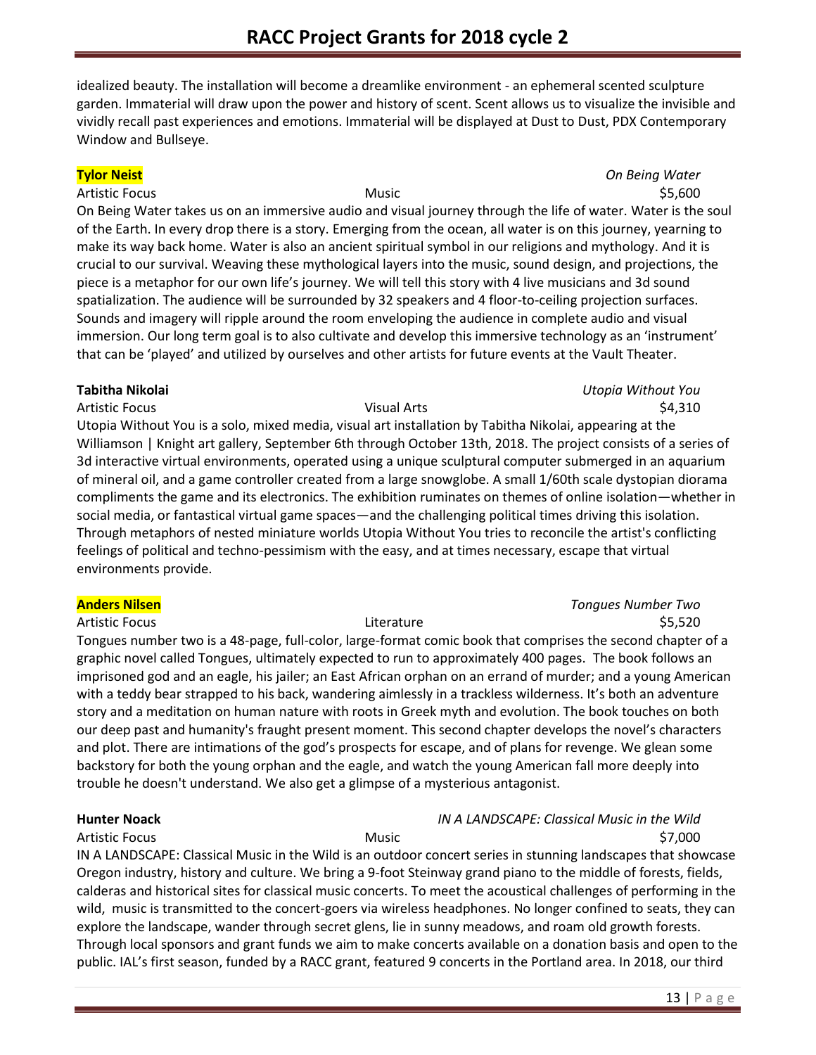idealized beauty. The installation will become a dreamlike environment - an ephemeral scented sculpture garden. Immaterial will draw upon the power and history of scent. Scent allows us to visualize the invisible and vividly recall past experiences and emotions. Immaterial will be displayed at Dust to Dust, PDX Contemporary Window and Bullseye.

**Tylor Neist** — *On Being Water*
Artistic Focus | Music | $5,600

On Being Water takes us on an immersive audio and visual journey through the life of water. Water is the soul of the Earth. In every drop there is a story. Emerging from the ocean, all water is on this journey, yearning to make its way back home. Water is also an ancient spiritual symbol in our religions and mythology. And it is crucial to our survival. Weaving these mythological layers into the music, sound design, and projections, the piece is a metaphor for our own life's journey. We will tell this story with 4 live musicians and 3d sound spatialization. The audience will be surrounded by 32 speakers and 4 floor-to-ceiling projection surfaces. Sounds and imagery will ripple around the room enveloping the audience in complete audio and visual immersion. Our long term goal is to also cultivate and develop this immersive technology as an 'instrument' that can be 'played' and utilized by ourselves and other artists for future events at the Vault Theater.

**Tabitha Nikolai** — *Utopia Without You*
Artistic Focus | Visual Arts | $4,310

Utopia Without You is a solo, mixed media, visual art installation by Tabitha Nikolai, appearing at the Williamson | Knight art gallery, September 6th through October 13th, 2018. The project consists of a series of 3d interactive virtual environments, operated using a unique sculptural computer submerged in an aquarium of mineral oil, and a game controller created from a large snowglobe. A small 1/60th scale dystopian diorama compliments the game and its electronics. The exhibition ruminates on themes of online isolation—whether in social media, or fantastical virtual game spaces—and the challenging political times driving this isolation. Through metaphors of nested miniature worlds Utopia Without You tries to reconcile the artist's conflicting feelings of political and techno-pessimism with the easy, and at times necessary, escape that virtual environments provide.

**Anders Nilsen** — *Tongues Number Two*
Artistic Focus | Literature | $5,520

Tongues number two is a 48-page, full-color, large-format comic book that comprises the second chapter of a graphic novel called Tongues, ultimately expected to run to approximately 400 pages. The book follows an imprisoned god and an eagle, his jailer; an East African orphan on an errand of murder; and a young American with a teddy bear strapped to his back, wandering aimlessly in a trackless wilderness. It's both an adventure story and a meditation on human nature with roots in Greek myth and evolution. The book touches on both our deep past and humanity's fraught present moment. This second chapter develops the novel's characters and plot. There are intimations of the god's prospects for escape, and of plans for revenge. We glean some backstory for both the young orphan and the eagle, and watch the young American fall more deeply into trouble he doesn't understand. We also get a glimpse of a mysterious antagonist.

**Hunter Noack** — *IN A LANDSCAPE: Classical Music in the Wild*
Artistic Focus | Music | $7,000

IN A LANDSCAPE: Classical Music in the Wild is an outdoor concert series in stunning landscapes that showcase Oregon industry, history and culture. We bring a 9-foot Steinway grand piano to the middle of forests, fields, calderas and historical sites for classical music concerts. To meet the acoustical challenges of performing in the wild, music is transmitted to the concert-goers via wireless headphones. No longer confined to seats, they can explore the landscape, wander through secret glens, lie in sunny meadows, and roam old growth forests. Through local sponsors and grant funds we aim to make concerts available on a donation basis and open to the public. IAL's first season, funded by a RACC grant, featured 9 concerts in the Portland area. In 2018, our third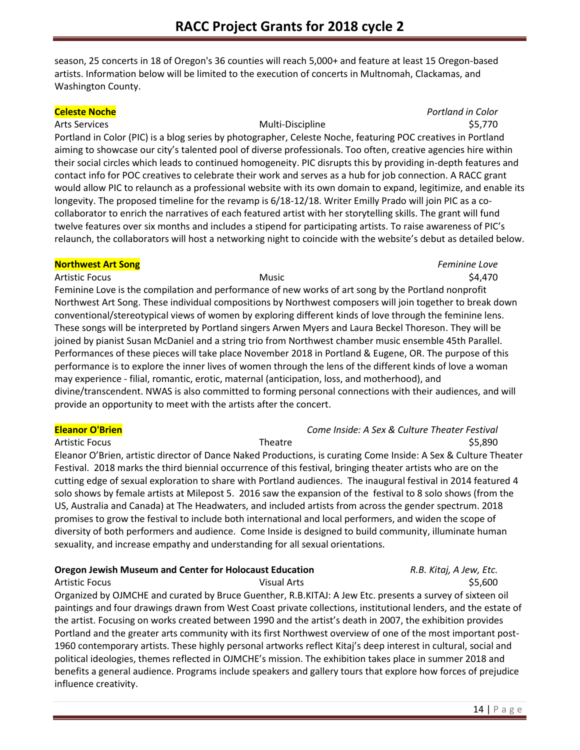season, 25 concerts in 18 of Oregon's 36 counties will reach 5,000+ and feature at least 15 Oregon-based artists. Information below will be limited to the execution of concerts in Multnomah, Clackamas, and Washington County.

**Celeste Noche** — *Portland in Color*
Arts Services | Multi-Discipline | $5,770

Portland in Color (PIC) is a blog series by photographer, Celeste Noche, featuring POC creatives in Portland aiming to showcase our city's talented pool of diverse professionals. Too often, creative agencies hire within their social circles which leads to continued homogeneity. PIC disrupts this by providing in-depth features and contact info for POC creatives to celebrate their work and serves as a hub for job connection. A RACC grant would allow PIC to relaunch as a professional website with its own domain to expand, legitimize, and enable its longevity. The proposed timeline for the revamp is 6/18-12/18. Writer Emilly Prado will join PIC as a co-collaborator to enrich the narratives of each featured artist with her storytelling skills. The grant will fund twelve features over six months and includes a stipend for participating artists. To raise awareness of PIC's relaunch, the collaborators will host a networking night to coincide with the website's debut as detailed below.

**Northwest Art Song** — *Feminine Love*
Artistic Focus | Music | $4,470

Feminine Love is the compilation and performance of new works of art song by the Portland nonprofit Northwest Art Song. These individual compositions by Northwest composers will join together to break down conventional/stereotypical views of women by exploring different kinds of love through the feminine lens. These songs will be interpreted by Portland singers Arwen Myers and Laura Beckel Thoreson. They will be joined by pianist Susan McDaniel and a string trio from Northwest chamber music ensemble 45th Parallel. Performances of these pieces will take place November 2018 in Portland & Eugene, OR. The purpose of this performance is to explore the inner lives of women through the lens of the different kinds of love a woman may experience - filial, romantic, erotic, maternal (anticipation, loss, and motherhood), and divine/transcendent. NWAS is also committed to forming personal connections with their audiences, and will provide an opportunity to meet with the artists after the concert.

**Eleanor O'Brien** — *Come Inside: A Sex & Culture Theater Festival*
Artistic Focus | Theatre | $5,890

Eleanor O'Brien, artistic director of Dance Naked Productions, is curating Come Inside: A Sex & Culture Theater Festival. 2018 marks the third biennial occurrence of this festival, bringing theater artists who are on the cutting edge of sexual exploration to share with Portland audiences. The inaugural festival in 2014 featured 4 solo shows by female artists at Milepost 5. 2016 saw the expansion of the festival to 8 solo shows (from the US, Australia and Canada) at The Headwaters, and included artists from across the gender spectrum. 2018 promises to grow the festival to include both international and local performers, and widen the scope of diversity of both performers and audience. Come Inside is designed to build community, illuminate human sexuality, and increase empathy and understanding for all sexual orientations.

**Oregon Jewish Museum and Center for Holocaust Education** — *R.B. Kitaj, A Jew, Etc.*
Artistic Focus | Visual Arts | $5,600

Organized by OJMCHE and curated by Bruce Guenther, R.B.KITAJ: A Jew Etc. presents a survey of sixteen oil paintings and four drawings drawn from West Coast private collections, institutional lenders, and the estate of the artist. Focusing on works created between 1990 and the artist's death in 2007, the exhibition provides Portland and the greater arts community with its first Northwest overview of one of the most important post-1960 contemporary artists. These highly personal artworks reflect Kitaj's deep interest in cultural, social and political ideologies, themes reflected in OJMCHE's mission. The exhibition takes place in summer 2018 and benefits a general audience. Programs include speakers and gallery tours that explore how forces of prejudice influence creativity.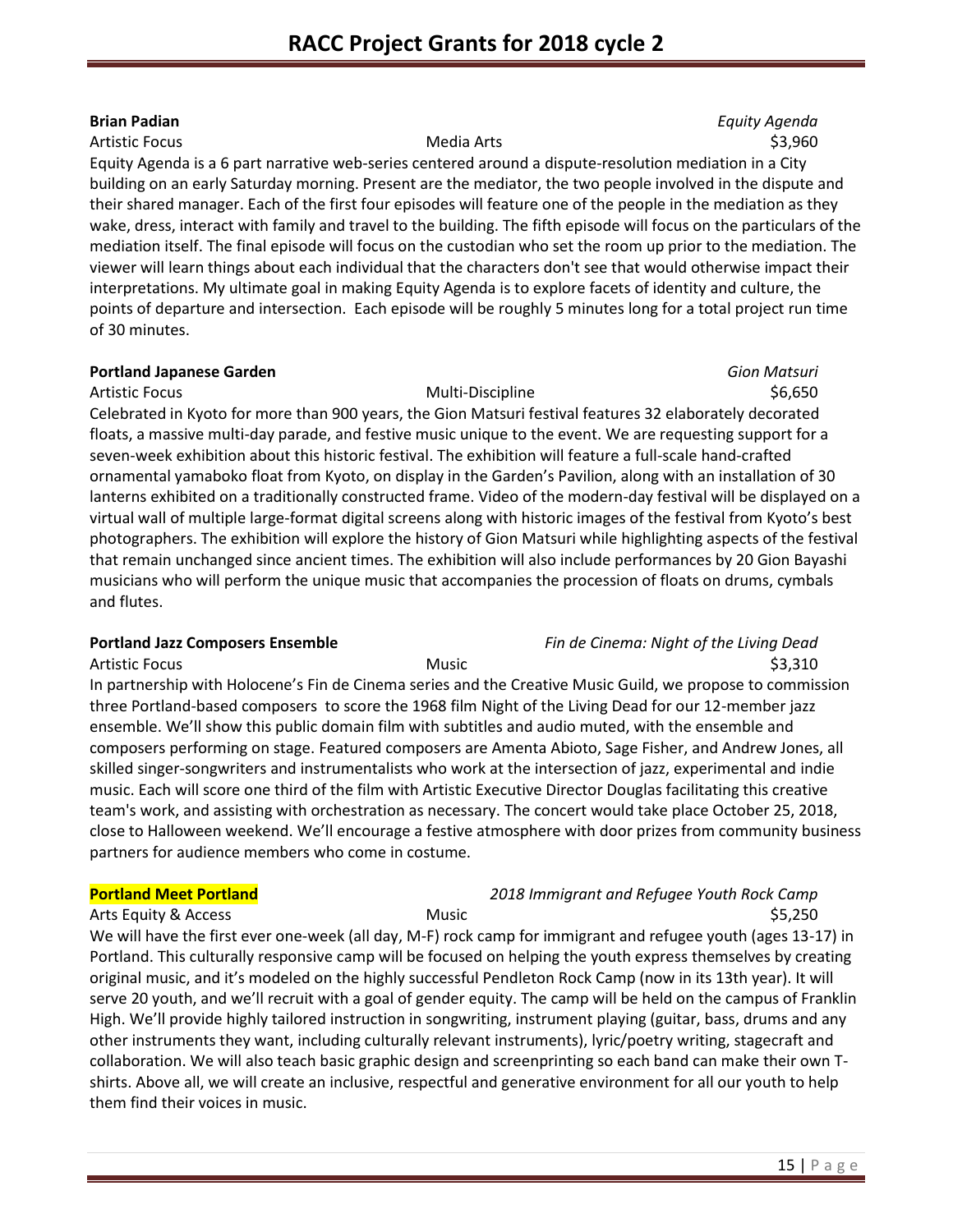**Brian Padian** *Equity Agenda*

Artistic Focus Media Arts $3,960

Equity Agenda is a 6 part narrative web-series centered around a dispute-resolution mediation in a City building on an early Saturday morning. Present are the mediator, the two people involved in the dispute and their shared manager. Each of the first four episodes will feature one of the people in the mediation as they wake, dress, interact with family and travel to the building. The fifth episode will focus on the particulars of the mediation itself. The final episode will focus on the custodian who set the room up prior to the mediation. The viewer will learn things about each individual that the characters don't see that would otherwise impact their interpretations. My ultimate goal in making Equity Agenda is to explore facets of identity and culture, the points of departure and intersection. Each episode will be roughly 5 minutes long for a total project run time of 30 minutes.

**Portland Japanese Garden** *Gion Matsuri*

Artistic Focus Multi-Discipline $6,650

Celebrated in Kyoto for more than 900 years, the Gion Matsuri festival features 32 elaborately decorated floats, a massive multi-day parade, and festive music unique to the event. We are requesting support for a seven-week exhibition about this historic festival. The exhibition will feature a full-scale hand-crafted ornamental yamaboko float from Kyoto, on display in the Garden's Pavilion, along with an installation of 30 lanterns exhibited on a traditionally constructed frame. Video of the modern-day festival will be displayed on a virtual wall of multiple large-format digital screens along with historic images of the festival from Kyoto's best photographers. The exhibition will explore the history of Gion Matsuri while highlighting aspects of the festival that remain unchanged since ancient times. The exhibition will also include performances by 20 Gion Bayashi musicians who will perform the unique music that accompanies the procession of floats on drums, cymbals and flutes.

**Portland Jazz Composers Ensemble** *Fin de Cinema: Night of the Living Dead*

Artistic Focus Music $3,310

In partnership with Holocene's Fin de Cinema series and the Creative Music Guild, we propose to commission three Portland-based composers to score the 1968 film Night of the Living Dead for our 12-member jazz ensemble. We'll show this public domain film with subtitles and audio muted, with the ensemble and composers performing on stage. Featured composers are Amenta Abioto, Sage Fisher, and Andrew Jones, all skilled singer-songwriters and instrumentalists who work at the intersection of jazz, experimental and indie music. Each will score one third of the film with Artistic Executive Director Douglas facilitating this creative team's work, and assisting with orchestration as necessary. The concert would take place October 25, 2018, close to Halloween weekend. We'll encourage a festive atmosphere with door prizes from community business partners for audience members who come in costume.

**Portland Meet Portland** *2018 Immigrant and Refugee Youth Rock Camp*

Arts Equity & Access Music $5,250

We will have the first ever one-week (all day, M-F) rock camp for immigrant and refugee youth (ages 13-17) in Portland. This culturally responsive camp will be focused on helping the youth express themselves by creating original music, and it's modeled on the highly successful Pendleton Rock Camp (now in its 13th year). It will serve 20 youth, and we'll recruit with a goal of gender equity. The camp will be held on the campus of Franklin High. We'll provide highly tailored instruction in songwriting, instrument playing (guitar, bass, drums and any other instruments they want, including culturally relevant instruments), lyric/poetry writing, stagecraft and collaboration. We will also teach basic graphic design and screenprinting so each band can make their own T-shirts. Above all, we will create an inclusive, respectful and generative environment for all our youth to help them find their voices in music.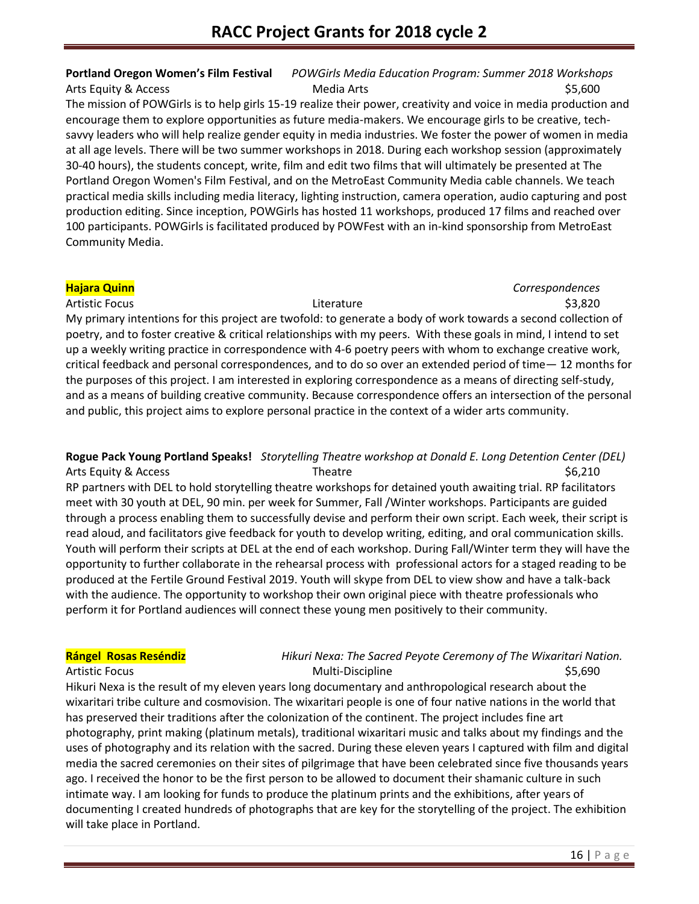**Portland Oregon Women's Film Festival** *POWGirls Media Education Program: Summer 2018 Workshops*
Arts Equity & Access Media Arts $5,600

The mission of POWGirls is to help girls 15-19 realize their power, creativity and voice in media production and encourage them to explore opportunities as future media-makers. We encourage girls to be creative, tech-savvy leaders who will help realize gender equity in media industries. We foster the power of women in media at all age levels. There will be two summer workshops in 2018. During each workshop session (approximately 30-40 hours), the students concept, write, film and edit two films that will ultimately be presented at The Portland Oregon Women's Film Festival, and on the MetroEast Community Media cable channels. We teach practical media skills including media literacy, lighting instruction, camera operation, audio capturing and post production editing. Since inception, POWGirls has hosted 11 workshops, produced 17 films and reached over 100 participants. POWGirls is facilitated produced by POWFest with an in-kind sponsorship from MetroEast Community Media.

**Hajara Quinn** *Correspondences*
Artistic Focus Literature $3,820

My primary intentions for this project are twofold: to generate a body of work towards a second collection of poetry, and to foster creative & critical relationships with my peers. With these goals in mind, I intend to set up a weekly writing practice in correspondence with 4-6 poetry peers with whom to exchange creative work, critical feedback and personal correspondences, and to do so over an extended period of time— 12 months for the purposes of this project. I am interested in exploring correspondence as a means of directing self-study, and as a means of building creative community. Because correspondence offers an intersection of the personal and public, this project aims to explore personal practice in the context of a wider arts community.

**Rogue Pack Young Portland Speaks!** *Storytelling Theatre workshop at Donald E. Long Detention Center (DEL)*
Arts Equity & Access Theatre $6,210

RP partners with DEL to hold storytelling theatre workshops for detained youth awaiting trial. RP facilitators meet with 30 youth at DEL, 90 min. per week for Summer, Fall /Winter workshops. Participants are guided through a process enabling them to successfully devise and perform their own script. Each week, their script is read aloud, and facilitators give feedback for youth to develop writing, editing, and oral communication skills. Youth will perform their scripts at DEL at the end of each workshop. During Fall/Winter term they will have the opportunity to further collaborate in the rehearsal process with professional actors for a staged reading to be produced at the Fertile Ground Festival 2019. Youth will skype from DEL to view show and have a talk-back with the audience. The opportunity to workshop their own original piece with theatre professionals who perform it for Portland audiences will connect these young men positively to their community.

**Rángel Rosas Reséndiz** *Hikuri Nexa: The Sacred Peyote Ceremony of The Wixaritari Nation.*
Artistic Focus Multi-Discipline $5,690

Hikuri Nexa is the result of my eleven years long documentary and anthropological research about the wixaritari tribe culture and cosmovision. The wixaritari people is one of four native nations in the world that has preserved their traditions after the colonization of the continent. The project includes fine art photography, print making (platinum metals), traditional wixaritari music and talks about my findings and the uses of photography and its relation with the sacred. During these eleven years I captured with film and digital media the sacred ceremonies on their sites of pilgrimage that have been celebrated since five thousands years ago. I received the honor to be the first person to be allowed to document their shamanic culture in such intimate way. I am looking for funds to produce the platinum prints and the exhibitions, after years of documenting I created hundreds of photographs that are key for the storytelling of the project. The exhibition will take place in Portland.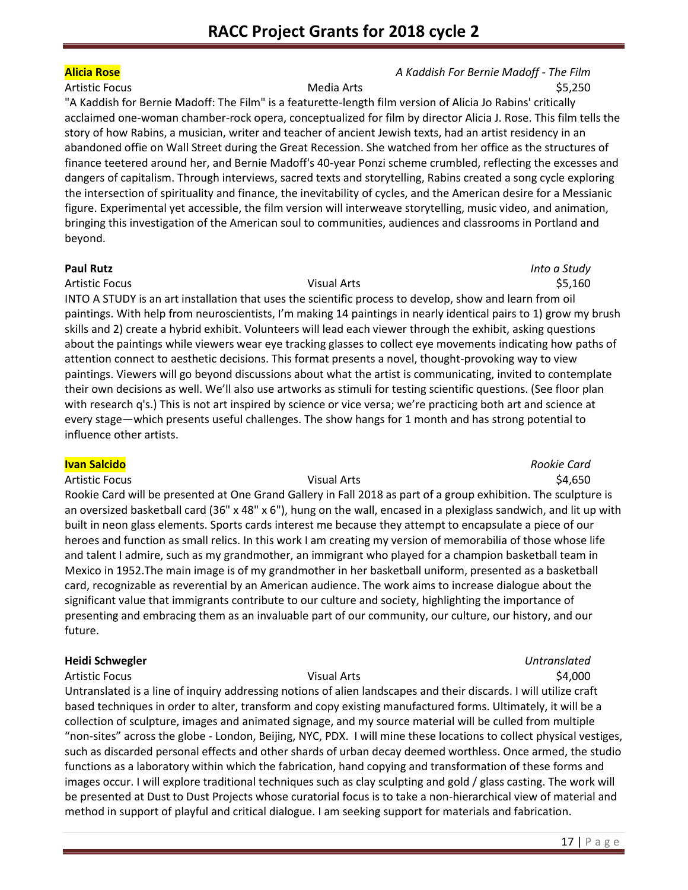# RACC Project Grants for 2018 cycle 2

**Alicia Rose** — *A Kaddish For Bernie Madoff - The Film*

Artistic Focus | Media Arts | $5,250

"A Kaddish for Bernie Madoff: The Film" is a featurette-length film version of Alicia Jo Rabins' critically acclaimed one-woman chamber-rock opera, conceptualized for film by director Alicia J. Rose. This film tells the story of how Rabins, a musician, writer and teacher of ancient Jewish texts, had an artist residency in an abandoned offie on Wall Street during the Great Recession. She watched from her office as the structures of finance teetered around her, and Bernie Madoff's 40-year Ponzi scheme crumbled, reflecting the excesses and dangers of capitalism. Through interviews, sacred texts and storytelling, Rabins created a song cycle exploring the intersection of spirituality and finance, the inevitability of cycles, and the American desire for a Messianic figure. Experimental yet accessible, the film version will interweave storytelling, music video, and animation, bringing this investigation of the American soul to communities, audiences and classrooms in Portland and beyond.

**Paul Rutz** — *Into a Study*

Artistic Focus | Visual Arts | $5,160

INTO A STUDY is an art installation that uses the scientific process to develop, show and learn from oil paintings. With help from neuroscientists, I'm making 14 paintings in nearly identical pairs to 1) grow my brush skills and 2) create a hybrid exhibit. Volunteers will lead each viewer through the exhibit, asking questions about the paintings while viewers wear eye tracking glasses to collect eye movements indicating how paths of attention connect to aesthetic decisions. This format presents a novel, thought-provoking way to view paintings. Viewers will go beyond discussions about what the artist is communicating, invited to contemplate their own decisions as well. We'll also use artworks as stimuli for testing scientific questions. (See floor plan with research q's.) This is not art inspired by science or vice versa; we're practicing both art and science at every stage—which presents useful challenges. The show hangs for 1 month and has strong potential to influence other artists.

**Ivan Salcido** — *Rookie Card*

Artistic Focus | Visual Arts | $4,650

Rookie Card will be presented at One Grand Gallery in Fall 2018 as part of a group exhibition. The sculpture is an oversized basketball card (36" x 48" x 6"), hung on the wall, encased in a plexiglass sandwich, and lit up with built in neon glass elements. Sports cards interest me because they attempt to encapsulate a piece of our heroes and function as small relics. In this work I am creating my version of memorabilia of those whose life and talent I admire, such as my grandmother, an immigrant who played for a champion basketball team in Mexico in 1952.The main image is of my grandmother in her basketball uniform, presented as a basketball card, recognizable as reverential by an American audience. The work aims to increase dialogue about the significant value that immigrants contribute to our culture and society, highlighting the importance of presenting and embracing them as an invaluable part of our community, our culture, our history, and our future.

**Heidi Schwegler** — *Untranslated*

Artistic Focus | Visual Arts | $4,000

Untranslated is a line of inquiry addressing notions of alien landscapes and their discards. I will utilize craft based techniques in order to alter, transform and copy existing manufactured forms. Ultimately, it will be a collection of sculpture, images and animated signage, and my source material will be culled from multiple "non-sites" across the globe - London, Beijing, NYC, PDX. I will mine these locations to collect physical vestiges, such as discarded personal effects and other shards of urban decay deemed worthless. Once armed, the studio functions as a laboratory within which the fabrication, hand copying and transformation of these forms and images occur. I will explore traditional techniques such as clay sculpting and gold / glass casting. The work will be presented at Dust to Dust Projects whose curatorial focus is to take a non-hierarchical view of material and method in support of playful and critical dialogue. I am seeking support for materials and fabrication.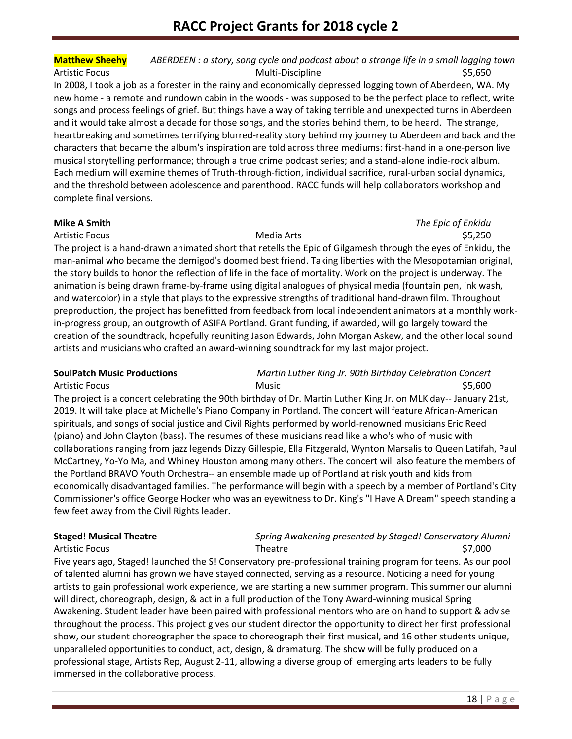**Matthew Sheehy** *ABERDEEN : a story, song cycle and podcast about a strange life in a small logging town*

Artistic Focus | Multi-Discipline | $5,650

In 2008, I took a job as a forester in the rainy and economically depressed logging town of Aberdeen, WA. My new home - a remote and rundown cabin in the woods - was supposed to be the perfect place to reflect, write songs and process feelings of grief. But things have a way of taking terrible and unexpected turns in Aberdeen and it would take almost a decade for those songs, and the stories behind them, to be heard. The strange, heartbreaking and sometimes terrifying blurred-reality story behind my journey to Aberdeen and back and the characters that became the album's inspiration are told across three mediums: first-hand in a one-person live musical storytelling performance; through a true crime podcast series; and a stand-alone indie-rock album. Each medium will examine themes of Truth-through-fiction, individual sacrifice, rural-urban social dynamics, and the threshold between adolescence and parenthood. RACC funds will help collaborators workshop and complete final versions.

**Mike A Smith** *The Epic of Enkidu*

Artistic Focus | Media Arts | $5,250

The project is a hand-drawn animated short that retells the Epic of Gilgamesh through the eyes of Enkidu, the man-animal who became the demigod's doomed best friend. Taking liberties with the Mesopotamian original, the story builds to honor the reflection of life in the face of mortality. Work on the project is underway. The animation is being drawn frame-by-frame using digital analogues of physical media (fountain pen, ink wash, and watercolor) in a style that plays to the expressive strengths of traditional hand-drawn film. Throughout preproduction, the project has benefitted from feedback from local independent animators at a monthly work-in-progress group, an outgrowth of ASIFA Portland. Grant funding, if awarded, will go largely toward the creation of the soundtrack, hopefully reuniting Jason Edwards, John Morgan Askew, and the other local sound artists and musicians who crafted an award-winning soundtrack for my last major project.

**SoulPatch Music Productions** *Martin Luther King Jr. 90th Birthday Celebration Concert*

Artistic Focus | Music | $5,600

The project is a concert celebrating the 90th birthday of Dr. Martin Luther King Jr. on MLK day-- January 21st, 2019. It will take place at Michelle's Piano Company in Portland. The concert will feature African-American spirituals, and songs of social justice and Civil Rights performed by world-renowned musicians Eric Reed (piano) and John Clayton (bass). The resumes of these musicians read like a who's who of music with collaborations ranging from jazz legends Dizzy Gillespie, Ella Fitzgerald, Wynton Marsalis to Queen Latifah, Paul McCartney, Yo-Yo Ma, and Whiney Houston among many others. The concert will also feature the members of the Portland BRAVO Youth Orchestra-- an ensemble made up of Portland at risk youth and kids from economically disadvantaged families. The performance will begin with a speech by a member of Portland's City Commissioner's office George Hocker who was an eyewitness to Dr. King's "I Have A Dream" speech standing a few feet away from the Civil Rights leader.

**Staged! Musical Theatre** *Spring Awakening presented by Staged! Conservatory Alumni*

Artistic Focus | Theatre | $7,000

Five years ago, Staged! launched the S! Conservatory pre-professional training program for teens. As our pool of talented alumni has grown we have stayed connected, serving as a resource. Noticing a need for young artists to gain professional work experience, we are starting a new summer program. This summer our alumni will direct, choreograph, design, & act in a full production of the Tony Award-winning musical Spring Awakening. Student leader have been paired with professional mentors who are on hand to support & advise throughout the process. This project gives our student director the opportunity to direct her first professional show, our student choreographer the space to choreograph their first musical, and 16 other students unique, unparalleled opportunities to conduct, act, design, & dramaturg. The show will be fully produced on a professional stage, Artists Rep, August 2-11, allowing a diverse group of emerging arts leaders to be fully immersed in the collaborative process.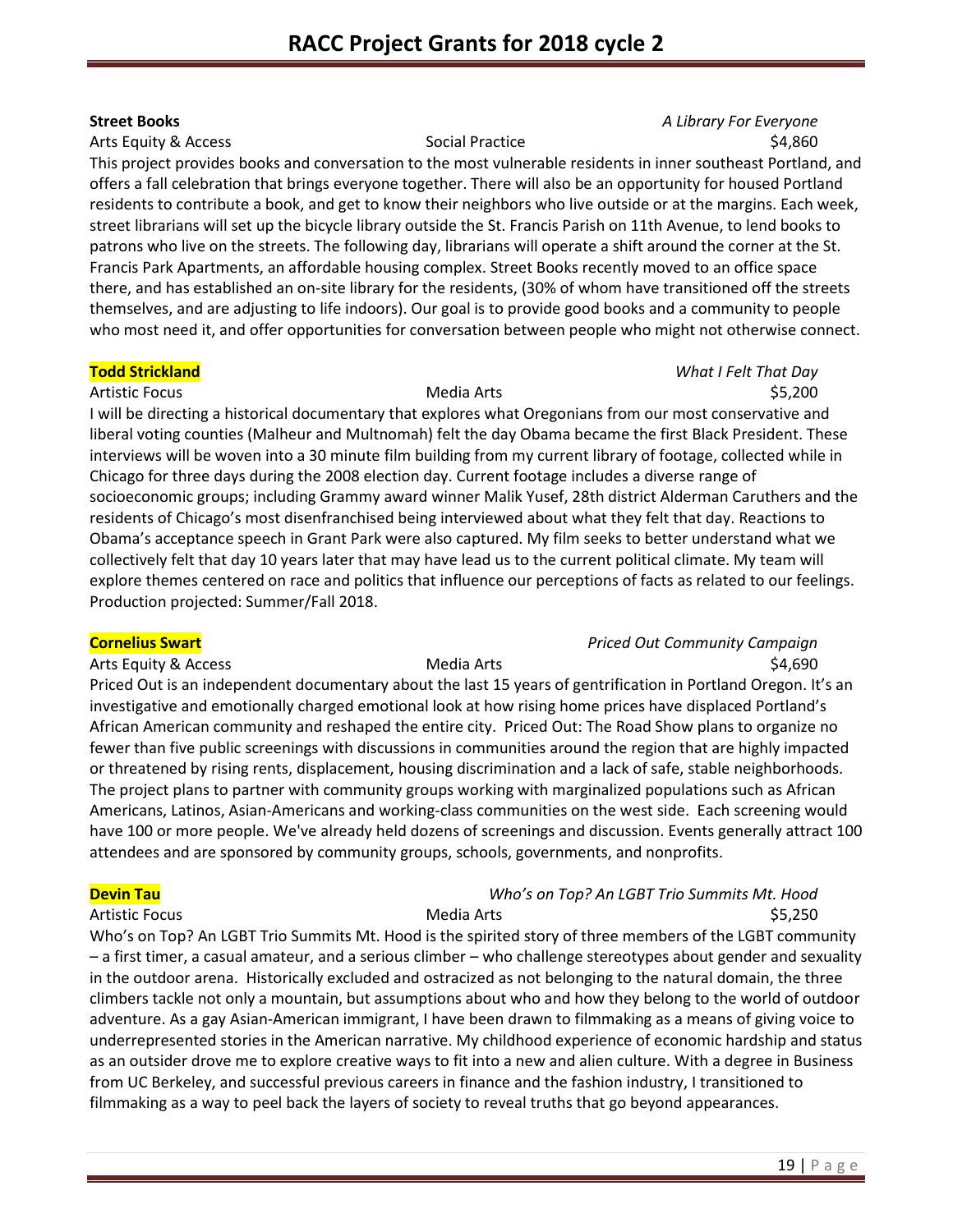**Street Books** *A Library For Everyone*

Arts Equity & Access Social Practice $4,860

This project provides books and conversation to the most vulnerable residents in inner southeast Portland, and offers a fall celebration that brings everyone together. There will also be an opportunity for housed Portland residents to contribute a book, and get to know their neighbors who live outside or at the margins. Each week, street librarians will set up the bicycle library outside the St. Francis Parish on 11th Avenue, to lend books to patrons who live on the streets. The following day, librarians will operate a shift around the corner at the St. Francis Park Apartments, an affordable housing complex. Street Books recently moved to an office space there, and has established an on-site library for the residents, (30% of whom have transitioned off the streets themselves, and are adjusting to life indoors). Our goal is to provide good books and a community to people who most need it, and offer opportunities for conversation between people who might not otherwise connect.

**Todd Strickland** *What I Felt That Day*

Artistic Focus Media Arts $5,200

I will be directing a historical documentary that explores what Oregonians from our most conservative and liberal voting counties (Malheur and Multnomah) felt the day Obama became the first Black President. These interviews will be woven into a 30 minute film building from my current library of footage, collected while in Chicago for three days during the 2008 election day. Current footage includes a diverse range of socioeconomic groups; including Grammy award winner Malik Yusef, 28th district Alderman Caruthers and the residents of Chicago's most disenfranchised being interviewed about what they felt that day. Reactions to Obama's acceptance speech in Grant Park were also captured. My film seeks to better understand what we collectively felt that day 10 years later that may have lead us to the current political climate. My team will explore themes centered on race and politics that influence our perceptions of facts as related to our feelings. Production projected: Summer/Fall 2018.

**Cornelius Swart** *Priced Out Community Campaign*

Arts Equity & Access Media Arts $4,690

Priced Out is an independent documentary about the last 15 years of gentrification in Portland Oregon. It's an investigative and emotionally charged emotional look at how rising home prices have displaced Portland's African American community and reshaped the entire city. Priced Out: The Road Show plans to organize no fewer than five public screenings with discussions in communities around the region that are highly impacted or threatened by rising rents, displacement, housing discrimination and a lack of safe, stable neighborhoods. The project plans to partner with community groups working with marginalized populations such as African Americans, Latinos, Asian-Americans and working-class communities on the west side. Each screening would have 100 or more people. We've already held dozens of screenings and discussion. Events generally attract 100 attendees and are sponsored by community groups, schools, governments, and nonprofits.

**Devin Tau** *Who's on Top? An LGBT Trio Summits Mt. Hood*

Artistic Focus Media Arts $5,250

Who's on Top? An LGBT Trio Summits Mt. Hood is the spirited story of three members of the LGBT community – a first timer, a casual amateur, and a serious climber – who challenge stereotypes about gender and sexuality in the outdoor arena. Historically excluded and ostracized as not belonging to the natural domain, the three climbers tackle not only a mountain, but assumptions about who and how they belong to the world of outdoor adventure. As a gay Asian-American immigrant, I have been drawn to filmmaking as a means of giving voice to underrepresented stories in the American narrative. My childhood experience of economic hardship and status as an outsider drove me to explore creative ways to fit into a new and alien culture. With a degree in Business from UC Berkeley, and successful previous careers in finance and the fashion industry, I transitioned to filmmaking as a way to peel back the layers of society to reveal truths that go beyond appearances.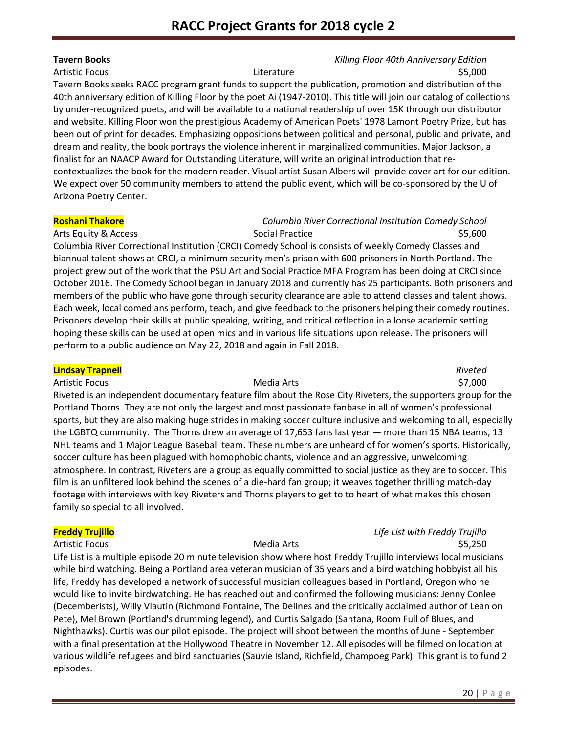# RACC Project Grants for 2018 cycle 2

**Tavern Books** *Killing Floor 40th Anniversary Edition*

Artistic Focus | Literature | $5,000

Tavern Books seeks RACC program grant funds to support the publication, promotion and distribution of the 40th anniversary edition of Killing Floor by the poet Ai (1947-2010). This title will join our catalog of collections by under-recognized poets, and will be available to a national readership of over 15K through our distributor and website. Killing Floor won the prestigious Academy of American Poets' 1978 Lamont Poetry Prize, but has been out of print for decades. Emphasizing oppositions between political and personal, public and private, and dream and reality, the book portrays the violence inherent in marginalized communities. Major Jackson, a finalist for an NAACP Award for Outstanding Literature, will write an original introduction that re-contextualizes the book for the modern reader. Visual artist Susan Albers will provide cover art for our edition. We expect over 50 community members to attend the public event, which will be co-sponsored by the U of Arizona Poetry Center.

**Roshani Thakore** *Columbia River Correctional Institution Comedy School*

Arts Equity & Access | Social Practice | $5,600

Columbia River Correctional Institution (CRCI) Comedy School is consists of weekly Comedy Classes and biannual talent shows at CRCI, a minimum security men's prison with 600 prisoners in North Portland. The project grew out of the work that the PSU Art and Social Practice MFA Program has been doing at CRCI since October 2016. The Comedy School began in January 2018 and currently has 25 participants. Both prisoners and members of the public who have gone through security clearance are able to attend classes and talent shows. Each week, local comedians perform, teach, and give feedback to the prisoners helping their comedy routines. Prisoners develop their skills at public speaking, writing, and critical reflection in a loose academic setting hoping these skills can be used at open mics and in various life situations upon release. The prisoners will perform to a public audience on May 22, 2018 and again in Fall 2018.

**Lindsay Trapnell** *Riveted*

Artistic Focus | Media Arts | $7,000

Riveted is an independent documentary feature film about the Rose City Riveters, the supporters group for the Portland Thorns. They are not only the largest and most passionate fanbase in all of women's professional sports, but they are also making huge strides in making soccer culture inclusive and welcoming to all, especially the LGBTQ community. The Thorns drew an average of 17,653 fans last year — more than 15 NBA teams, 13 NHL teams and 1 Major League Baseball team. These numbers are unheard of for women's sports. Historically, soccer culture has been plagued with homophobic chants, violence and an aggressive, unwelcoming atmosphere. In contrast, Riveters are a group as equally committed to social justice as they are to soccer. This film is an unfiltered look behind the scenes of a die-hard fan group; it weaves together thrilling match-day footage with interviews with key Riveters and Thorns players to get to to heart of what makes this chosen family so special to all involved.

**Freddy Trujillo** *Life List with Freddy Trujillo*

Artistic Focus | Media Arts | $5,250

Life List is a multiple episode 20 minute television show where host Freddy Trujillo interviews local musicians while bird watching. Being a Portland area veteran musician of 35 years and a bird watching hobbyist all his life, Freddy has developed a network of successful musician colleagues based in Portland, Oregon who he would like to invite birdwatching. He has reached out and confirmed the following musicians: Jenny Conlee (Decemberists), Willy Vlautin (Richmond Fontaine, The Delines and the critically acclaimed author of Lean on Pete), Mel Brown (Portland's drumming legend), and Curtis Salgado (Santana, Room Full of Blues, and Nighthawks). Curtis was our pilot episode. The project will shoot between the months of June - September with a final presentation at the Hollywood Theatre in November 12. All episodes will be filmed on location at various wildlife refugees and bird sanctuaries (Sauvie Island, Richfield, Champoeg Park). This grant is to fund 2 episodes.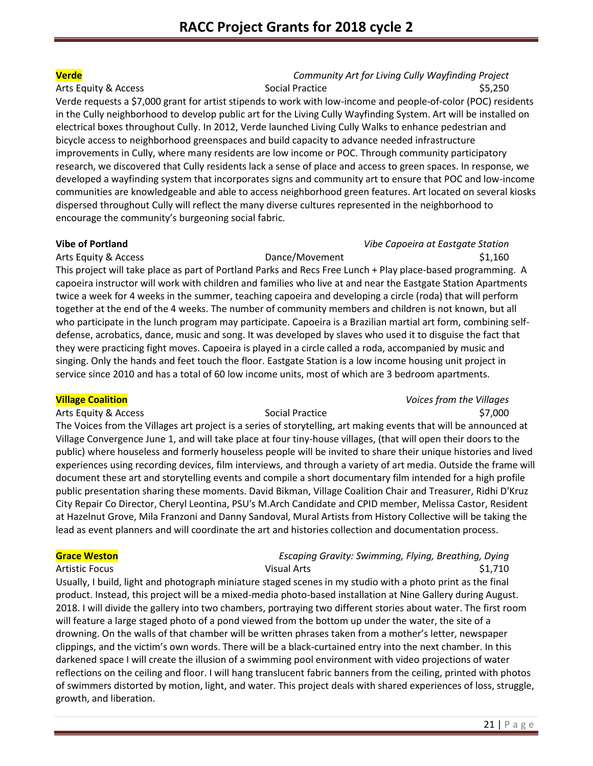**Verde** *Community Art for Living Cully Wayfinding Project*

Arts Equity & Access Social Practice $5,250

Verde requests a $7,000 grant for artist stipends to work with low-income and people-of-color (POC) residents in the Cully neighborhood to develop public art for the Living Cully Wayfinding System. Art will be installed on electrical boxes throughout Cully. In 2012, Verde launched Living Cully Walks to enhance pedestrian and bicycle access to neighborhood greenspaces and build capacity to advance needed infrastructure improvements in Cully, where many residents are low income or POC. Through community participatory research, we discovered that Cully residents lack a sense of place and access to green spaces. In response, we developed a wayfinding system that incorporates signs and community art to ensure that POC and low-income communities are knowledgeable and able to access neighborhood green features. Art located on several kiosks dispersed throughout Cully will reflect the many diverse cultures represented in the neighborhood to encourage the community's burgeoning social fabric.

**Vibe of Portland** *Vibe Capoeira at Eastgate Station*

Arts Equity & Access Dance/Movement $1,160

This project will take place as part of Portland Parks and Recs Free Lunch + Play place-based programming. A capoeira instructor will work with children and families who live at and near the Eastgate Station Apartments twice a week for 4 weeks in the summer, teaching capoeira and developing a circle (roda) that will perform together at the end of the 4 weeks. The number of community members and children is not known, but all who participate in the lunch program may participate. Capoeira is a Brazilian martial art form, combining self-defense, acrobatics, dance, music and song. It was developed by slaves who used it to disguise the fact that they were practicing fight moves. Capoeira is played in a circle called a roda, accompanied by music and singing. Only the hands and feet touch the floor. Eastgate Station is a low income housing unit project in service since 2010 and has a total of 60 low income units, most of which are 3 bedroom apartments.

**Village Coalition** *Voices from the Villages*

Arts Equity & Access Social Practice $7,000

The Voices from the Villages art project is a series of storytelling, art making events that will be announced at Village Convergence June 1, and will take place at four tiny-house villages, (that will open their doors to the public) where houseless and formerly houseless people will be invited to share their unique histories and lived experiences using recording devices, film interviews, and through a variety of art media. Outside the frame will document these art and storytelling events and compile a short documentary film intended for a high profile public presentation sharing these moments. David Bikman, Village Coalition Chair and Treasurer, Ridhi D'Kruz City Repair Co Director, Cheryl Leontina, PSU's M.Arch Candidate and CPID member, Melissa Castor, Resident at Hazelnut Grove, Mila Franzoni and Danny Sandoval, Mural Artists from History Collective will be taking the lead as event planners and will coordinate the art and histories collection and documentation process.

**Grace Weston** *Escaping Gravity: Swimming, Flying, Breathing, Dying*

Artistic Focus Visual Arts $1,710

Usually, I build, light and photograph miniature staged scenes in my studio with a photo print as the final product. Instead, this project will be a mixed-media photo-based installation at Nine Gallery during August. 2018. I will divide the gallery into two chambers, portraying two different stories about water. The first room will feature a large staged photo of a pond viewed from the bottom up under the water, the site of a drowning. On the walls of that chamber will be written phrases taken from a mother's letter, newspaper clippings, and the victim's own words. There will be a black-curtained entry into the next chamber. In this darkened space I will create the illusion of a swimming pool environment with video projections of water reflections on the ceiling and floor. I will hang translucent fabric banners from the ceiling, printed with photos of swimmers distorted by motion, light, and water. This project deals with shared experiences of loss, struggle, growth, and liberation.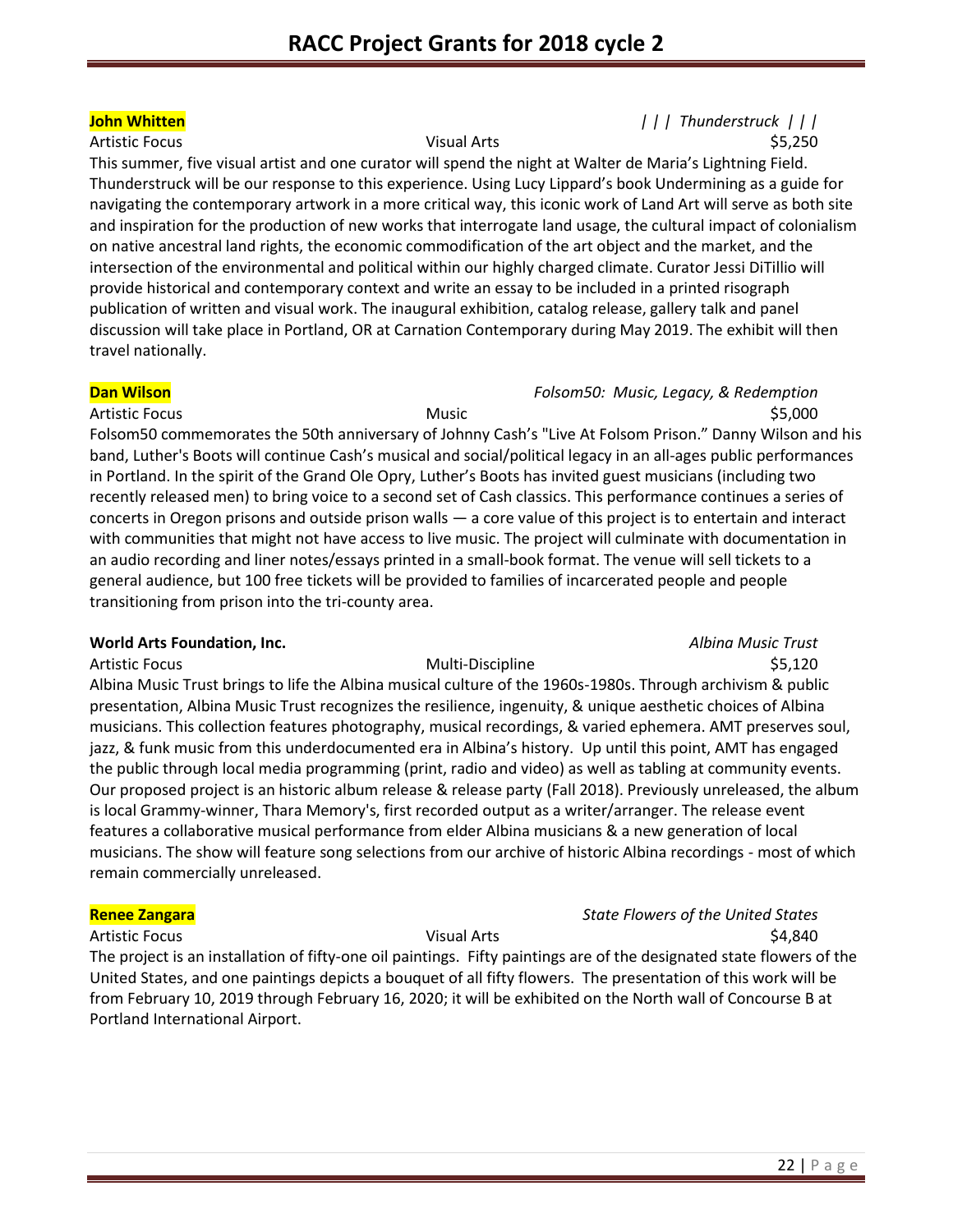**John Whitten** | | | *Thunderstruck* | | |

Artistic Focus Visual Arts $5,250

This summer, five visual artist and one curator will spend the night at Walter de Maria's Lightning Field. Thunderstruck will be our response to this experience. Using Lucy Lippard's book Undermining as a guide for navigating the contemporary artwork in a more critical way, this iconic work of Land Art will serve as both site and inspiration for the production of new works that interrogate land usage, the cultural impact of colonialism on native ancestral land rights, the economic commodification of the art object and the market, and the intersection of the environmental and political within our highly charged climate. Curator Jessi DiTillio will provide historical and contemporary context and write an essay to be included in a printed risograph publication of written and visual work. The inaugural exhibition, catalog release, gallery talk and panel discussion will take place in Portland, OR at Carnation Contemporary during May 2019. The exhibit will then travel nationally.

**Dan Wilson** *Folsom50: Music, Legacy, & Redemption*

Artistic Focus Music $5,000

Folsom50 commemorates the 50th anniversary of Johnny Cash's "Live At Folsom Prison." Danny Wilson and his band, Luther's Boots will continue Cash's musical and social/political legacy in an all-ages public performances in Portland. In the spirit of the Grand Ole Opry, Luther's Boots has invited guest musicians (including two recently released men) to bring voice to a second set of Cash classics. This performance continues a series of concerts in Oregon prisons and outside prison walls — a core value of this project is to entertain and interact with communities that might not have access to live music. The project will culminate with documentation in an audio recording and liner notes/essays printed in a small-book format. The venue will sell tickets to a general audience, but 100 free tickets will be provided to families of incarcerated people and people transitioning from prison into the tri-county area.

**World Arts Foundation, Inc.** *Albina Music Trust*

Artistic Focus Multi-Discipline $5,120

Albina Music Trust brings to life the Albina musical culture of the 1960s-1980s. Through archivism & public presentation, Albina Music Trust recognizes the resilience, ingenuity, & unique aesthetic choices of Albina musicians. This collection features photography, musical recordings, & varied ephemera. AMT preserves soul, jazz, & funk music from this underdocumented era in Albina's history. Up until this point, AMT has engaged the public through local media programming (print, radio and video) as well as tabling at community events. Our proposed project is an historic album release & release party (Fall 2018). Previously unreleased, the album is local Grammy-winner, Thara Memory's, first recorded output as a writer/arranger. The release event features a collaborative musical performance from elder Albina musicians & a new generation of local musicians. The show will feature song selections from our archive of historic Albina recordings - most of which remain commercially unreleased.

**Renee Zangara** *State Flowers of the United States*

Artistic Focus Visual Arts $4,840

The project is an installation of fifty-one oil paintings. Fifty paintings are of the designated state flowers of the United States, and one paintings depicts a bouquet of all fifty flowers. The presentation of this work will be from February 10, 2019 through February 16, 2020; it will be exhibited on the North wall of Concourse B at Portland International Airport.